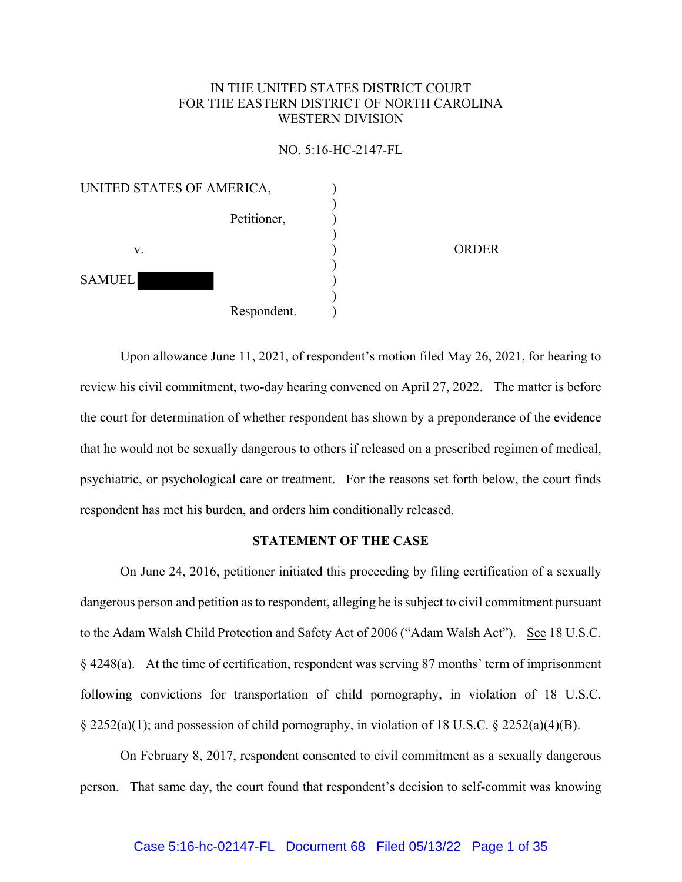IN THE UNITED STATES DISTRICT COURT
FOR THE EASTERN DISTRICT OF NORTH CAROLINA
WESTERN DIVISION

NO. 5:16-HC-2147-FL

| | | |
|---|---|---|
| UNITED STATES OF AMERICA, | ) | |
| Petitioner, | ) | |
| v. | ) | ORDER |
| SAMUEL [REDACTED] | ) | |
| Respondent. | ) | |

Upon allowance June 11, 2021, of respondent's motion filed May 26, 2021, for hearing to review his civil commitment, two-day hearing convened on April 27, 2022. The matter is before the court for determination of whether respondent has shown by a preponderance of the evidence that he would not be sexually dangerous to others if released on a prescribed regimen of medical, psychiatric, or psychological care or treatment. For the reasons set forth below, the court finds respondent has met his burden, and orders him conditionally released.

**STATEMENT OF THE CASE**

On June 24, 2016, petitioner initiated this proceeding by filing certification of a sexually dangerous person and petition as to respondent, alleging he is subject to civil commitment pursuant to the Adam Walsh Child Protection and Safety Act of 2006 ("Adam Walsh Act"). See 18 U.S.C. § 4248(a). At the time of certification, respondent was serving 87 months' term of imprisonment following convictions for transportation of child pornography, in violation of 18 U.S.C. § 2252(a)(1); and possession of child pornography, in violation of 18 U.S.C. § 2252(a)(4)(B).

On February 8, 2017, respondent consented to civil commitment as a sexually dangerous person. That same day, the court found that respondent's decision to self-commit was knowing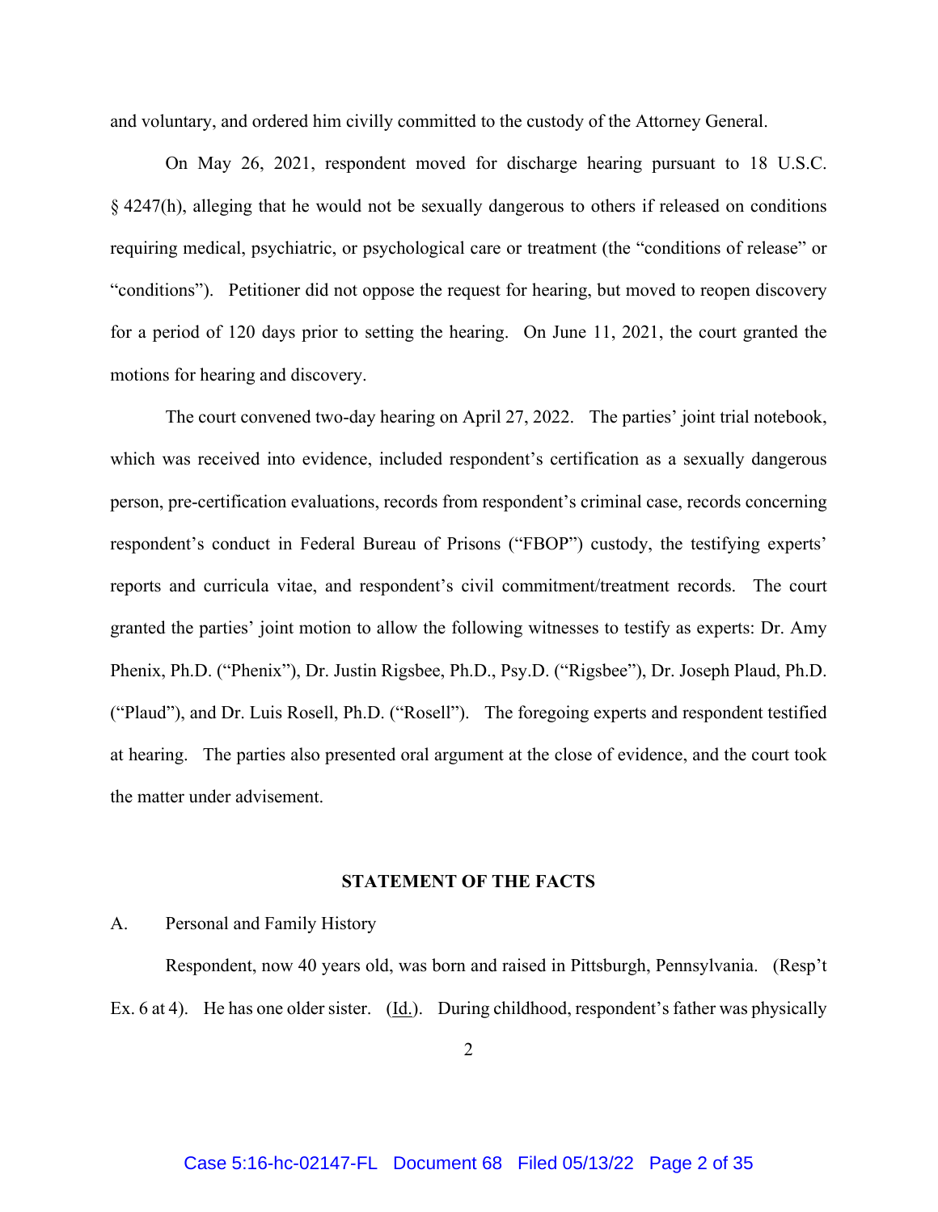and voluntary, and ordered him civilly committed to the custody of the Attorney General.

On May 26, 2021, respondent moved for discharge hearing pursuant to 18 U.S.C. § 4247(h), alleging that he would not be sexually dangerous to others if released on conditions requiring medical, psychiatric, or psychological care or treatment (the "conditions of release" or "conditions"). Petitioner did not oppose the request for hearing, but moved to reopen discovery for a period of 120 days prior to setting the hearing. On June 11, 2021, the court granted the motions for hearing and discovery.

The court convened two-day hearing on April 27, 2022. The parties' joint trial notebook, which was received into evidence, included respondent's certification as a sexually dangerous person, pre-certification evaluations, records from respondent's criminal case, records concerning respondent's conduct in Federal Bureau of Prisons ("FBOP") custody, the testifying experts' reports and curricula vitae, and respondent's civil commitment/treatment records. The court granted the parties' joint motion to allow the following witnesses to testify as experts: Dr. Amy Phenix, Ph.D. ("Phenix"), Dr. Justin Rigsbee, Ph.D., Psy.D. ("Rigsbee"), Dr. Joseph Plaud, Ph.D. ("Plaud"), and Dr. Luis Rosell, Ph.D. ("Rosell"). The foregoing experts and respondent testified at hearing. The parties also presented oral argument at the close of evidence, and the court took the matter under advisement.

## STATEMENT OF THE FACTS

A. Personal and Family History

Respondent, now 40 years old, was born and raised in Pittsburgh, Pennsylvania. (Resp't Ex. 6 at 4). He has one older sister. (Id.). During childhood, respondent's father was physically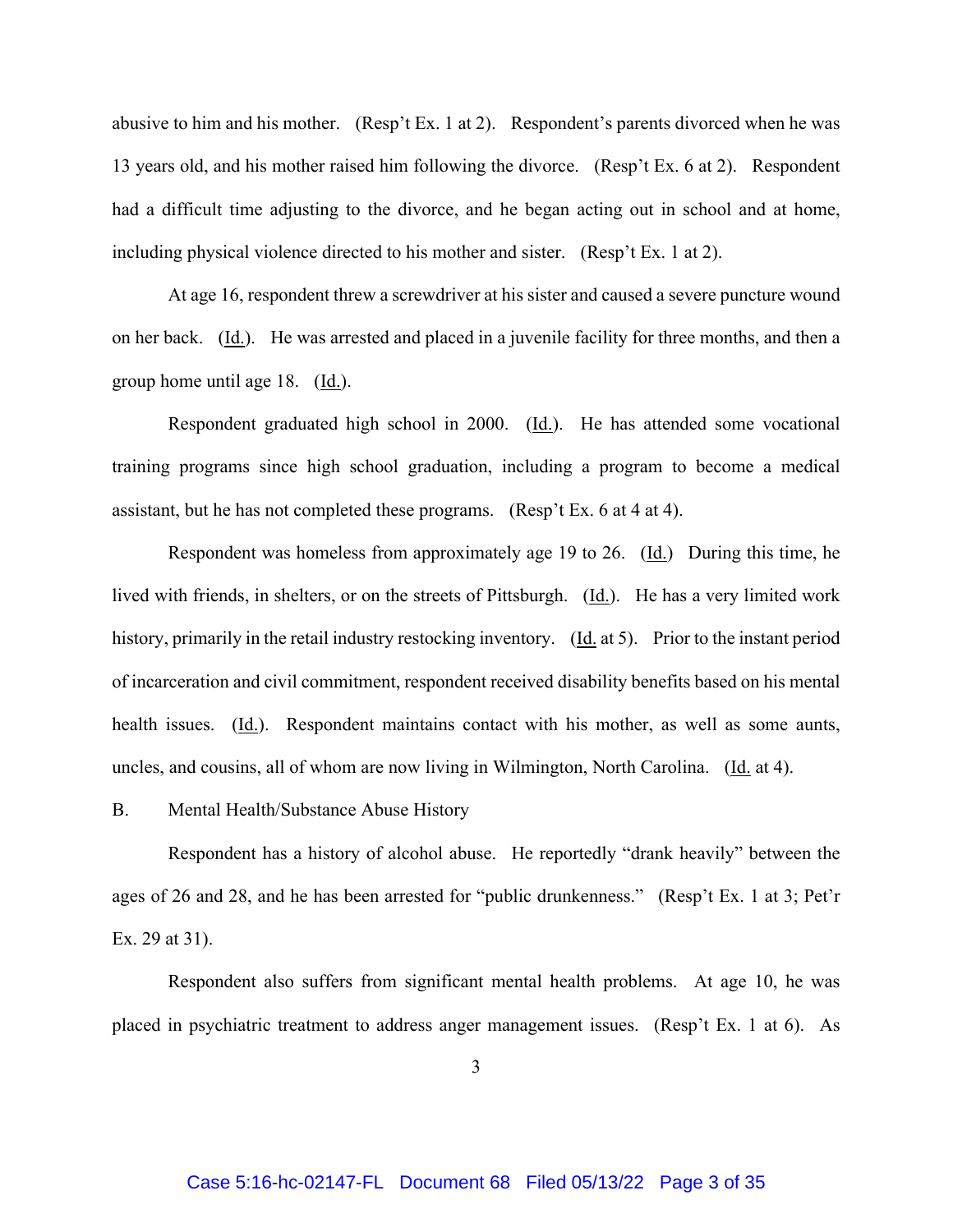abusive to him and his mother. (Resp't Ex. 1 at 2). Respondent's parents divorced when he was 13 years old, and his mother raised him following the divorce. (Resp't Ex. 6 at 2). Respondent had a difficult time adjusting to the divorce, and he began acting out in school and at home, including physical violence directed to his mother and sister. (Resp't Ex. 1 at 2).

At age 16, respondent threw a screwdriver at his sister and caused a severe puncture wound on her back. (Id.). He was arrested and placed in a juvenile facility for three months, and then a group home until age 18. (Id.).

Respondent graduated high school in 2000. (Id.). He has attended some vocational training programs since high school graduation, including a program to become a medical assistant, but he has not completed these programs. (Resp't Ex. 6 at 4 at 4).

Respondent was homeless from approximately age 19 to 26. (Id.) During this time, he lived with friends, in shelters, or on the streets of Pittsburgh. (Id.). He has a very limited work history, primarily in the retail industry restocking inventory. (Id. at 5). Prior to the instant period of incarceration and civil commitment, respondent received disability benefits based on his mental health issues. (Id.). Respondent maintains contact with his mother, as well as some aunts, uncles, and cousins, all of whom are now living in Wilmington, North Carolina. (Id. at 4).

B. Mental Health/Substance Abuse History

Respondent has a history of alcohol abuse. He reportedly "drank heavily" between the ages of 26 and 28, and he has been arrested for "public drunkenness." (Resp't Ex. 1 at 3; Pet'r Ex. 29 at 31).

Respondent also suffers from significant mental health problems. At age 10, he was placed in psychiatric treatment to address anger management issues. (Resp't Ex. 1 at 6). As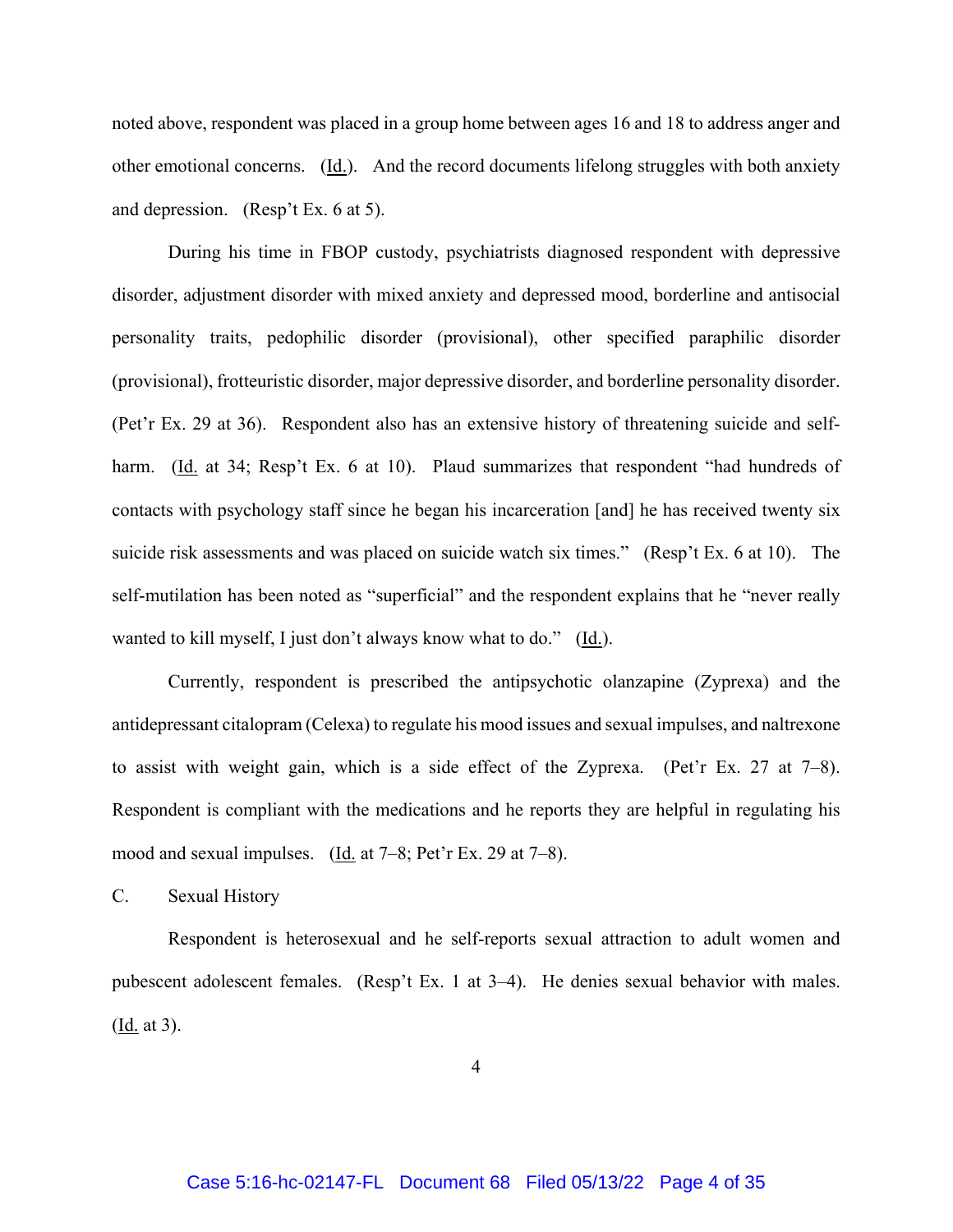noted above, respondent was placed in a group home between ages 16 and 18 to address anger and other emotional concerns. (Id.). And the record documents lifelong struggles with both anxiety and depression. (Resp't Ex. 6 at 5).

During his time in FBOP custody, psychiatrists diagnosed respondent with depressive disorder, adjustment disorder with mixed anxiety and depressed mood, borderline and antisocial personality traits, pedophilic disorder (provisional), other specified paraphilic disorder (provisional), frotteuristic disorder, major depressive disorder, and borderline personality disorder. (Pet'r Ex. 29 at 36). Respondent also has an extensive history of threatening suicide and self-harm. (Id. at 34; Resp't Ex. 6 at 10). Plaud summarizes that respondent "had hundreds of contacts with psychology staff since he began his incarceration [and] he has received twenty six suicide risk assessments and was placed on suicide watch six times." (Resp't Ex. 6 at 10). The self-mutilation has been noted as "superficial" and the respondent explains that he "never really wanted to kill myself, I just don't always know what to do." (Id.).

Currently, respondent is prescribed the antipsychotic olanzapine (Zyprexa) and the antidepressant citalopram (Celexa) to regulate his mood issues and sexual impulses, and naltrexone to assist with weight gain, which is a side effect of the Zyprexa. (Pet'r Ex. 27 at 7–8). Respondent is compliant with the medications and he reports they are helpful in regulating his mood and sexual impulses. (Id. at 7–8; Pet'r Ex. 29 at 7–8).

C. Sexual History

Respondent is heterosexual and he self-reports sexual attraction to adult women and pubescent adolescent females. (Resp't Ex. 1 at 3–4). He denies sexual behavior with males. (Id. at 3).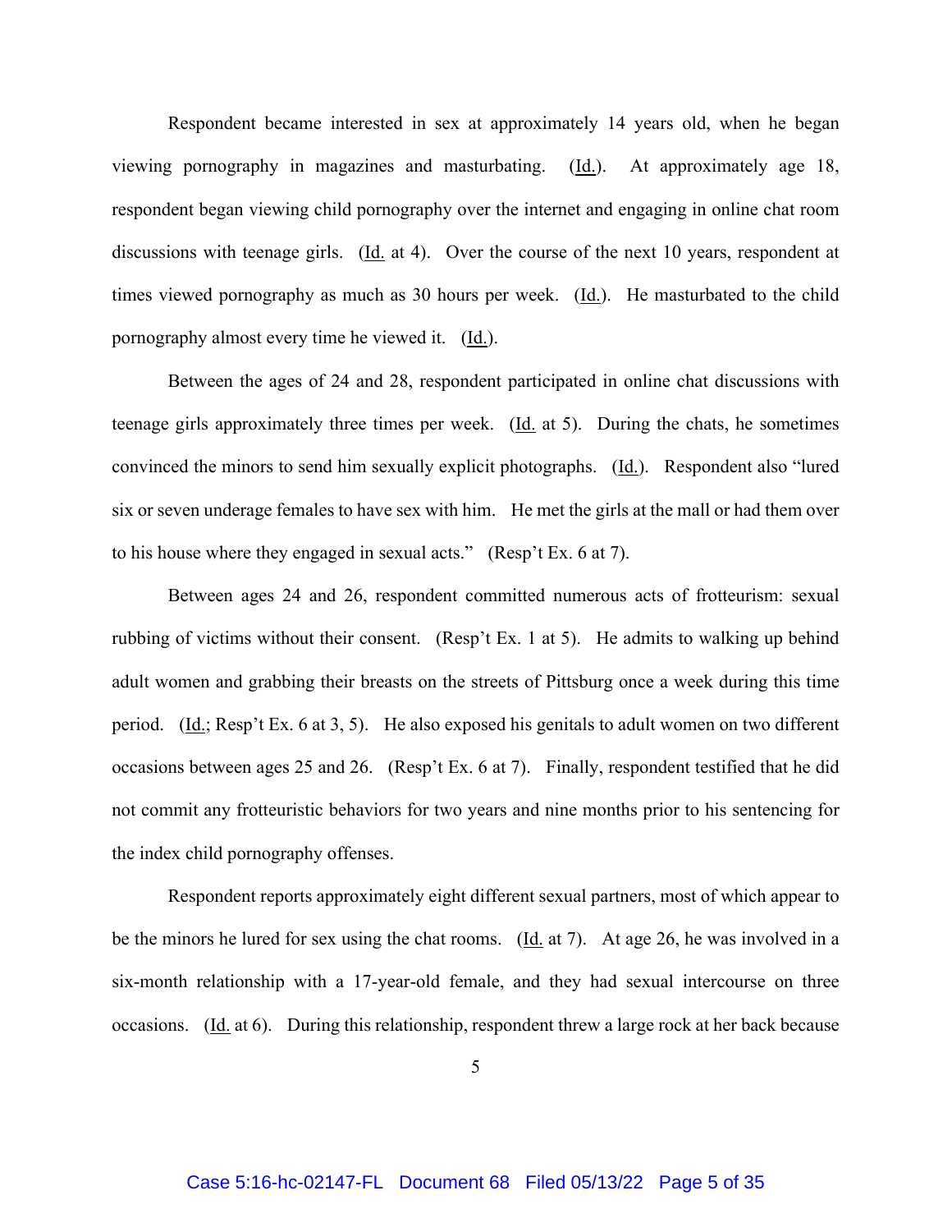Respondent became interested in sex at approximately 14 years old, when he began viewing pornography in magazines and masturbating. (Id.). At approximately age 18, respondent began viewing child pornography over the internet and engaging in online chat room discussions with teenage girls. (Id. at 4). Over the course of the next 10 years, respondent at times viewed pornography as much as 30 hours per week. (Id.). He masturbated to the child pornography almost every time he viewed it. (Id.).

Between the ages of 24 and 28, respondent participated in online chat discussions with teenage girls approximately three times per week. (Id. at 5). During the chats, he sometimes convinced the minors to send him sexually explicit photographs. (Id.). Respondent also "lured six or seven underage females to have sex with him. He met the girls at the mall or had them over to his house where they engaged in sexual acts." (Resp't Ex. 6 at 7).

Between ages 24 and 26, respondent committed numerous acts of frotteurism: sexual rubbing of victims without their consent. (Resp't Ex. 1 at 5). He admits to walking up behind adult women and grabbing their breasts on the streets of Pittsburg once a week during this time period. (Id.; Resp't Ex. 6 at 3, 5). He also exposed his genitals to adult women on two different occasions between ages 25 and 26. (Resp't Ex. 6 at 7). Finally, respondent testified that he did not commit any frotteuristic behaviors for two years and nine months prior to his sentencing for the index child pornography offenses.

Respondent reports approximately eight different sexual partners, most of which appear to be the minors he lured for sex using the chat rooms. (Id. at 7). At age 26, he was involved in a six-month relationship with a 17-year-old female, and they had sexual intercourse on three occasions. (Id. at 6). During this relationship, respondent threw a large rock at her back because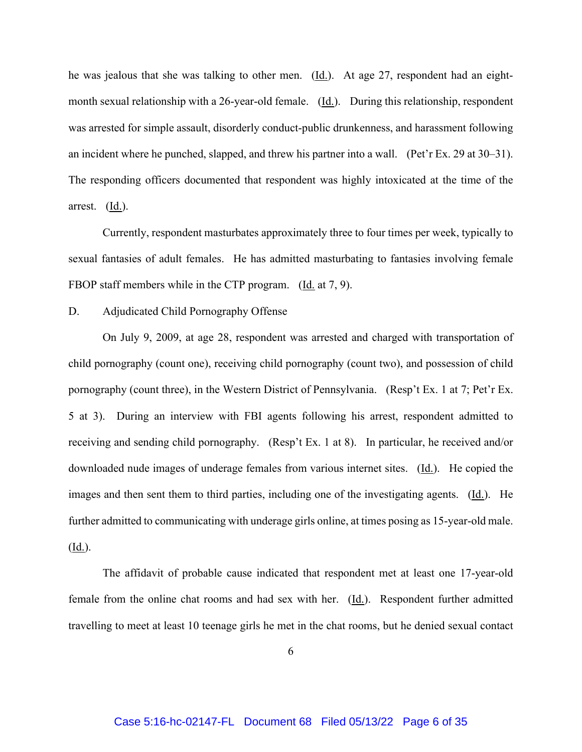he was jealous that she was talking to other men. (Id.). At age 27, respondent had an eight-month sexual relationship with a 26-year-old female. (Id.). During this relationship, respondent was arrested for simple assault, disorderly conduct-public drunkenness, and harassment following an incident where he punched, slapped, and threw his partner into a wall. (Pet'r Ex. 29 at 30–31). The responding officers documented that respondent was highly intoxicated at the time of the arrest. (Id.).

Currently, respondent masturbates approximately three to four times per week, typically to sexual fantasies of adult females. He has admitted masturbating to fantasies involving female FBOP staff members while in the CTP program. (Id. at 7, 9).

D. Adjudicated Child Pornography Offense

On July 9, 2009, at age 28, respondent was arrested and charged with transportation of child pornography (count one), receiving child pornography (count two), and possession of child pornography (count three), in the Western District of Pennsylvania. (Resp't Ex. 1 at 7; Pet'r Ex. 5 at 3). During an interview with FBI agents following his arrest, respondent admitted to receiving and sending child pornography. (Resp't Ex. 1 at 8). In particular, he received and/or downloaded nude images of underage females from various internet sites. (Id.). He copied the images and then sent them to third parties, including one of the investigating agents. (Id.). He further admitted to communicating with underage girls online, at times posing as 15-year-old male. (Id.).

The affidavit of probable cause indicated that respondent met at least one 17-year-old female from the online chat rooms and had sex with her. (Id.). Respondent further admitted travelling to meet at least 10 teenage girls he met in the chat rooms, but he denied sexual contact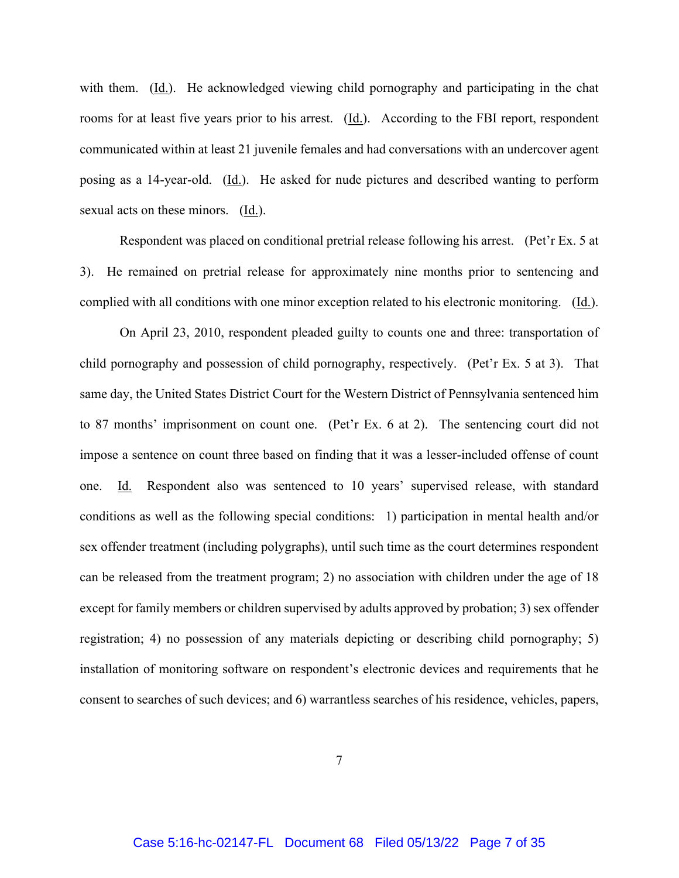with them. (Id.). He acknowledged viewing child pornography and participating in the chat rooms for at least five years prior to his arrest. (Id.). According to the FBI report, respondent communicated within at least 21 juvenile females and had conversations with an undercover agent posing as a 14-year-old. (Id.). He asked for nude pictures and described wanting to perform sexual acts on these minors. (Id.).

Respondent was placed on conditional pretrial release following his arrest. (Pet'r Ex. 5 at 3). He remained on pretrial release for approximately nine months prior to sentencing and complied with all conditions with one minor exception related to his electronic monitoring. (Id.).

On April 23, 2010, respondent pleaded guilty to counts one and three: transportation of child pornography and possession of child pornography, respectively. (Pet'r Ex. 5 at 3). That same day, the United States District Court for the Western District of Pennsylvania sentenced him to 87 months' imprisonment on count one. (Pet'r Ex. 6 at 2). The sentencing court did not impose a sentence on count three based on finding that it was a lesser-included offense of count one. Id. Respondent also was sentenced to 10 years' supervised release, with standard conditions as well as the following special conditions: 1) participation in mental health and/or sex offender treatment (including polygraphs), until such time as the court determines respondent can be released from the treatment program; 2) no association with children under the age of 18 except for family members or children supervised by adults approved by probation; 3) sex offender registration; 4) no possession of any materials depicting or describing child pornography; 5) installation of monitoring software on respondent's electronic devices and requirements that he consent to searches of such devices; and 6) warrantless searches of his residence, vehicles, papers,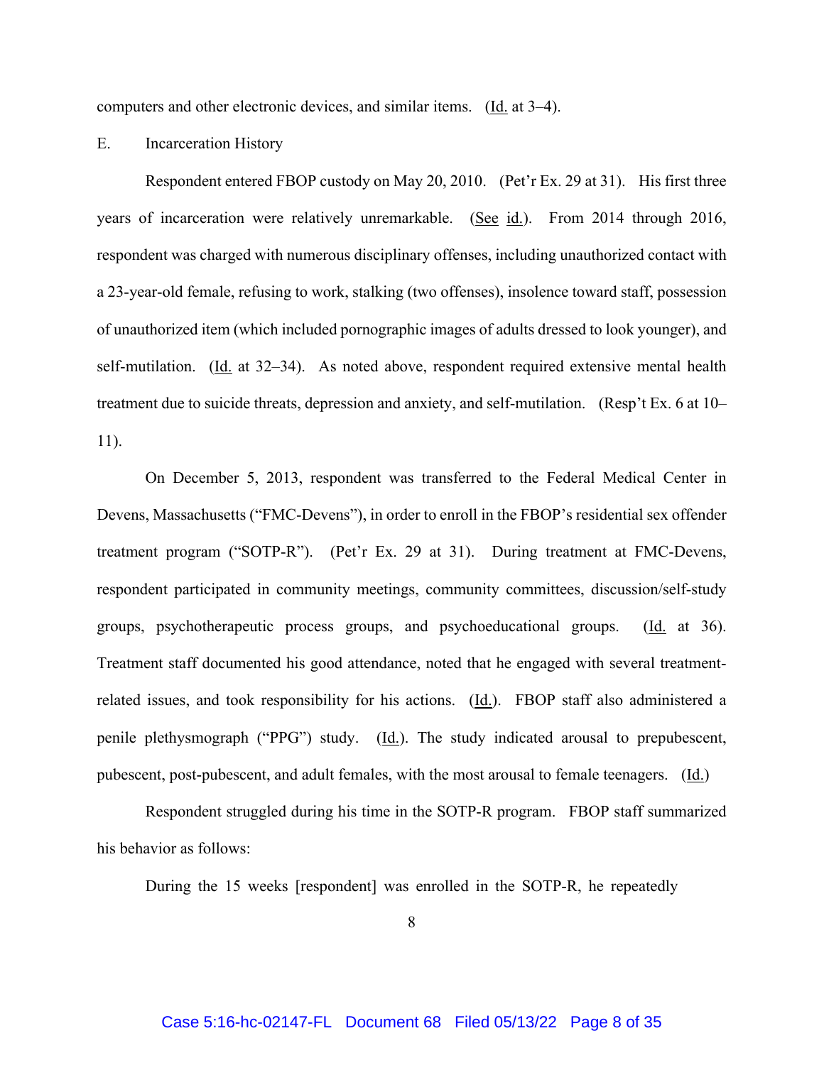computers and other electronic devices, and similar items. (Id. at 3–4).

E. Incarceration History

Respondent entered FBOP custody on May 20, 2010. (Pet'r Ex. 29 at 31). His first three years of incarceration were relatively unremarkable. (See id.). From 2014 through 2016, respondent was charged with numerous disciplinary offenses, including unauthorized contact with a 23-year-old female, refusing to work, stalking (two offenses), insolence toward staff, possession of unauthorized item (which included pornographic images of adults dressed to look younger), and self-mutilation. (Id. at 32–34). As noted above, respondent required extensive mental health treatment due to suicide threats, depression and anxiety, and self-mutilation. (Resp't Ex. 6 at 10–11).

On December 5, 2013, respondent was transferred to the Federal Medical Center in Devens, Massachusetts ("FMC-Devens"), in order to enroll in the FBOP's residential sex offender treatment program ("SOTP-R"). (Pet'r Ex. 29 at 31). During treatment at FMC-Devens, respondent participated in community meetings, community committees, discussion/self-study groups, psychotherapeutic process groups, and psychoeducational groups. (Id. at 36). Treatment staff documented his good attendance, noted that he engaged with several treatment-related issues, and took responsibility for his actions. (Id.). FBOP staff also administered a penile plethysmograph ("PPG") study. (Id.). The study indicated arousal to prepubescent, pubescent, post-pubescent, and adult females, with the most arousal to female teenagers. (Id.)

Respondent struggled during his time in the SOTP-R program. FBOP staff summarized his behavior as follows:

During the 15 weeks [respondent] was enrolled in the SOTP-R, he repeatedly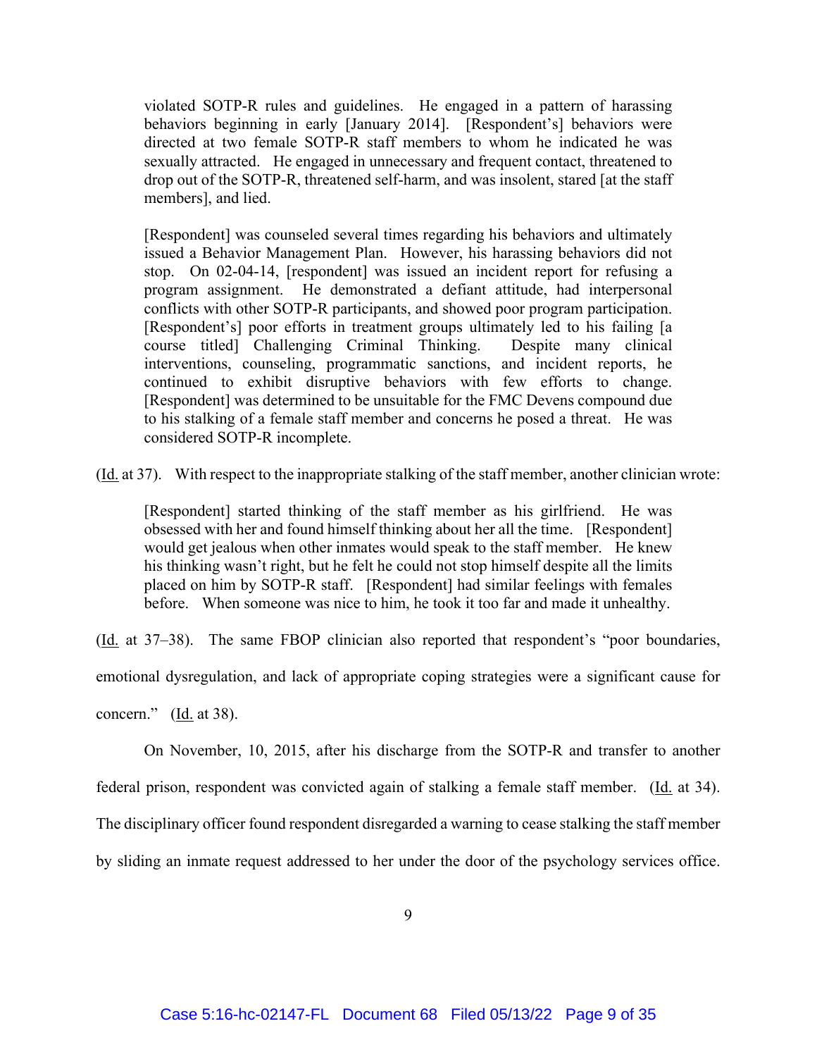> violated SOTP-R rules and guidelines. He engaged in a pattern of harassing behaviors beginning in early [January 2014]. [Respondent's] behaviors were directed at two female SOTP-R staff members to whom he indicated he was sexually attracted. He engaged in unnecessary and frequent contact, threatened to drop out of the SOTP-R, threatened self-harm, and was insolent, stared [at the staff members], and lied.
>
> [Respondent] was counseled several times regarding his behaviors and ultimately issued a Behavior Management Plan. However, his harassing behaviors did not stop. On 02-04-14, [respondent] was issued an incident report for refusing a program assignment. He demonstrated a defiant attitude, had interpersonal conflicts with other SOTP-R participants, and showed poor program participation. [Respondent's] poor efforts in treatment groups ultimately led to his failing [a course titled] Challenging Criminal Thinking. Despite many clinical interventions, counseling, programmatic sanctions, and incident reports, he continued to exhibit disruptive behaviors with few efforts to change. [Respondent] was determined to be unsuitable for the FMC Devens compound due to his stalking of a female staff member and concerns he posed a threat. He was considered SOTP-R incomplete.

(Id. at 37). With respect to the inappropriate stalking of the staff member, another clinician wrote:

> [Respondent] started thinking of the staff member as his girlfriend. He was obsessed with her and found himself thinking about her all the time. [Respondent] would get jealous when other inmates would speak to the staff member. He knew his thinking wasn't right, but he felt he could not stop himself despite all the limits placed on him by SOTP-R staff. [Respondent] had similar feelings with females before. When someone was nice to him, he took it too far and made it unhealthy.

(Id. at 37–38). The same FBOP clinician also reported that respondent's "poor boundaries, emotional dysregulation, and lack of appropriate coping strategies were a significant cause for concern." (Id. at 38).

On November, 10, 2015, after his discharge from the SOTP-R and transfer to another federal prison, respondent was convicted again of stalking a female staff member. (Id. at 34). The disciplinary officer found respondent disregarded a warning to cease stalking the staff member by sliding an inmate request addressed to her under the door of the psychology services office.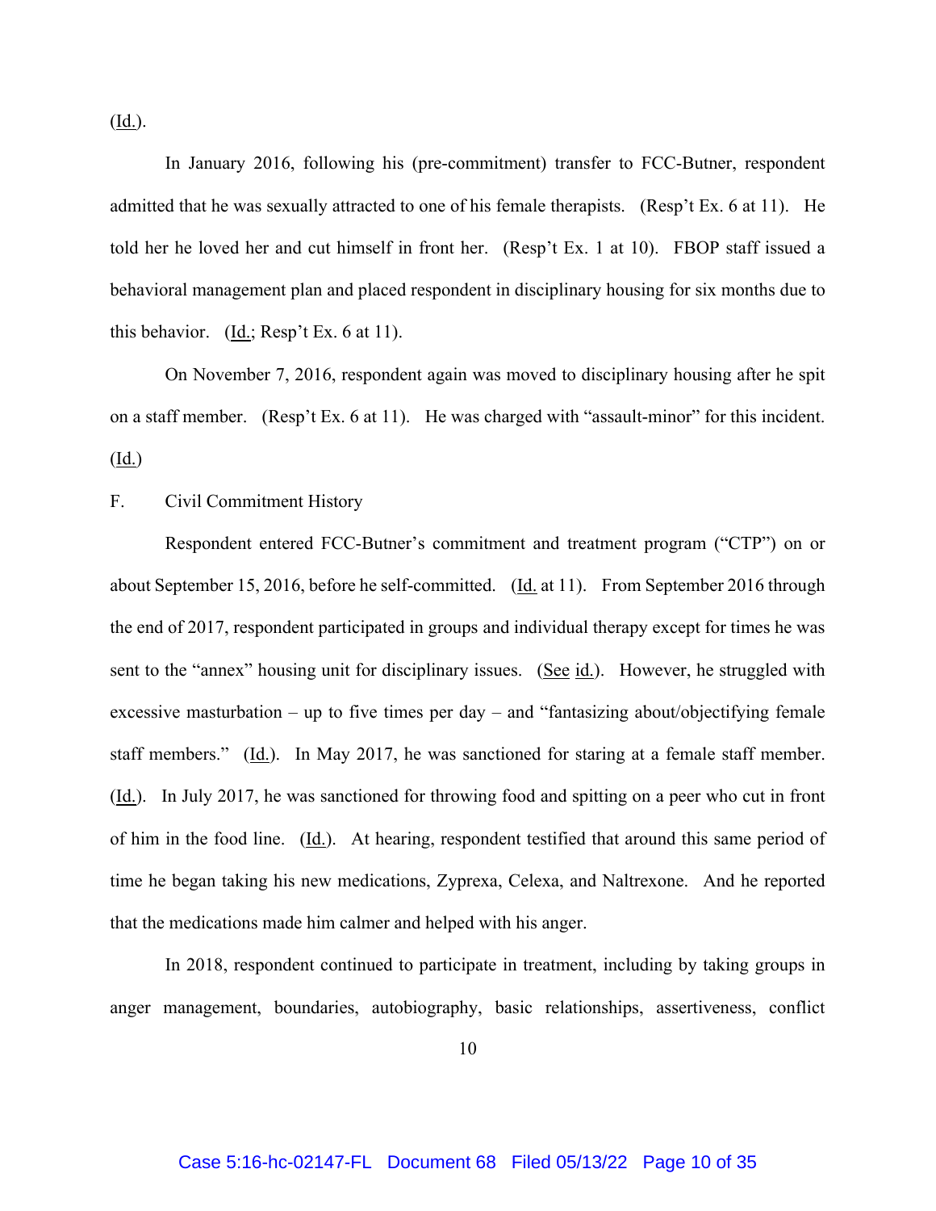(Id.).

In January 2016, following his (pre-commitment) transfer to FCC-Butner, respondent admitted that he was sexually attracted to one of his female therapists. (Resp't Ex. 6 at 11). He told her he loved her and cut himself in front her. (Resp't Ex. 1 at 10). FBOP staff issued a behavioral management plan and placed respondent in disciplinary housing for six months due to this behavior. (Id.; Resp't Ex. 6 at 11).

On November 7, 2016, respondent again was moved to disciplinary housing after he spit on a staff member. (Resp't Ex. 6 at 11). He was charged with "assault-minor" for this incident. (Id.)

F. Civil Commitment History

Respondent entered FCC-Butner's commitment and treatment program ("CTP") on or about September 15, 2016, before he self-committed. (Id. at 11). From September 2016 through the end of 2017, respondent participated in groups and individual therapy except for times he was sent to the "annex" housing unit for disciplinary issues. (See id.). However, he struggled with excessive masturbation – up to five times per day – and "fantasizing about/objectifying female staff members." (Id.). In May 2017, he was sanctioned for staring at a female staff member. (Id.). In July 2017, he was sanctioned for throwing food and spitting on a peer who cut in front of him in the food line. (Id.). At hearing, respondent testified that around this same period of time he began taking his new medications, Zyprexa, Celexa, and Naltrexone. And he reported that the medications made him calmer and helped with his anger.

In 2018, respondent continued to participate in treatment, including by taking groups in anger management, boundaries, autobiography, basic relationships, assertiveness, conflict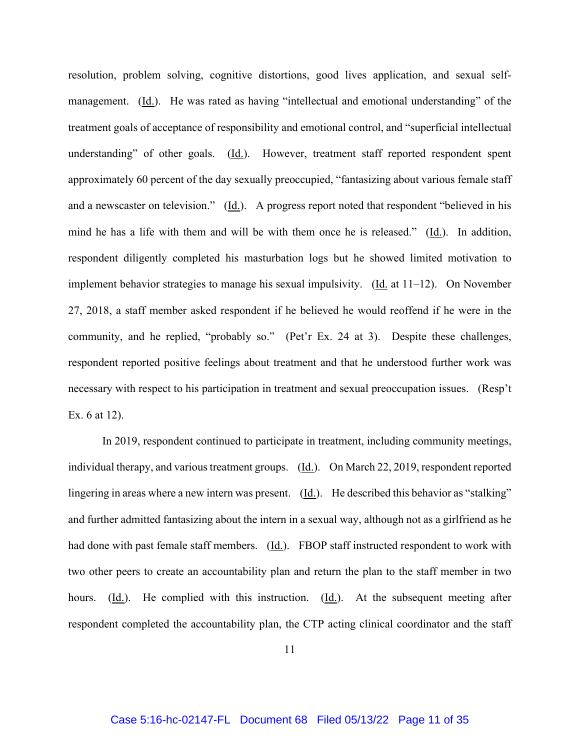resolution, problem solving, cognitive distortions, good lives application, and sexual self-management. (Id.). He was rated as having "intellectual and emotional understanding" of the treatment goals of acceptance of responsibility and emotional control, and "superficial intellectual understanding" of other goals. (Id.). However, treatment staff reported respondent spent approximately 60 percent of the day sexually preoccupied, "fantasizing about various female staff and a newscaster on television." (Id.). A progress report noted that respondent "believed in his mind he has a life with them and will be with them once he is released." (Id.). In addition, respondent diligently completed his masturbation logs but he showed limited motivation to implement behavior strategies to manage his sexual impulsivity. (Id. at 11–12). On November 27, 2018, a staff member asked respondent if he believed he would reoffend if he were in the community, and he replied, "probably so." (Pet'r Ex. 24 at 3). Despite these challenges, respondent reported positive feelings about treatment and that he understood further work was necessary with respect to his participation in treatment and sexual preoccupation issues. (Resp't Ex. 6 at 12).

In 2019, respondent continued to participate in treatment, including community meetings, individual therapy, and various treatment groups. (Id.). On March 22, 2019, respondent reported lingering in areas where a new intern was present. (Id.). He described this behavior as "stalking" and further admitted fantasizing about the intern in a sexual way, although not as a girlfriend as he had done with past female staff members. (Id.). FBOP staff instructed respondent to work with two other peers to create an accountability plan and return the plan to the staff member in two hours. (Id.). He complied with this instruction. (Id.). At the subsequent meeting after respondent completed the accountability plan, the CTP acting clinical coordinator and the staff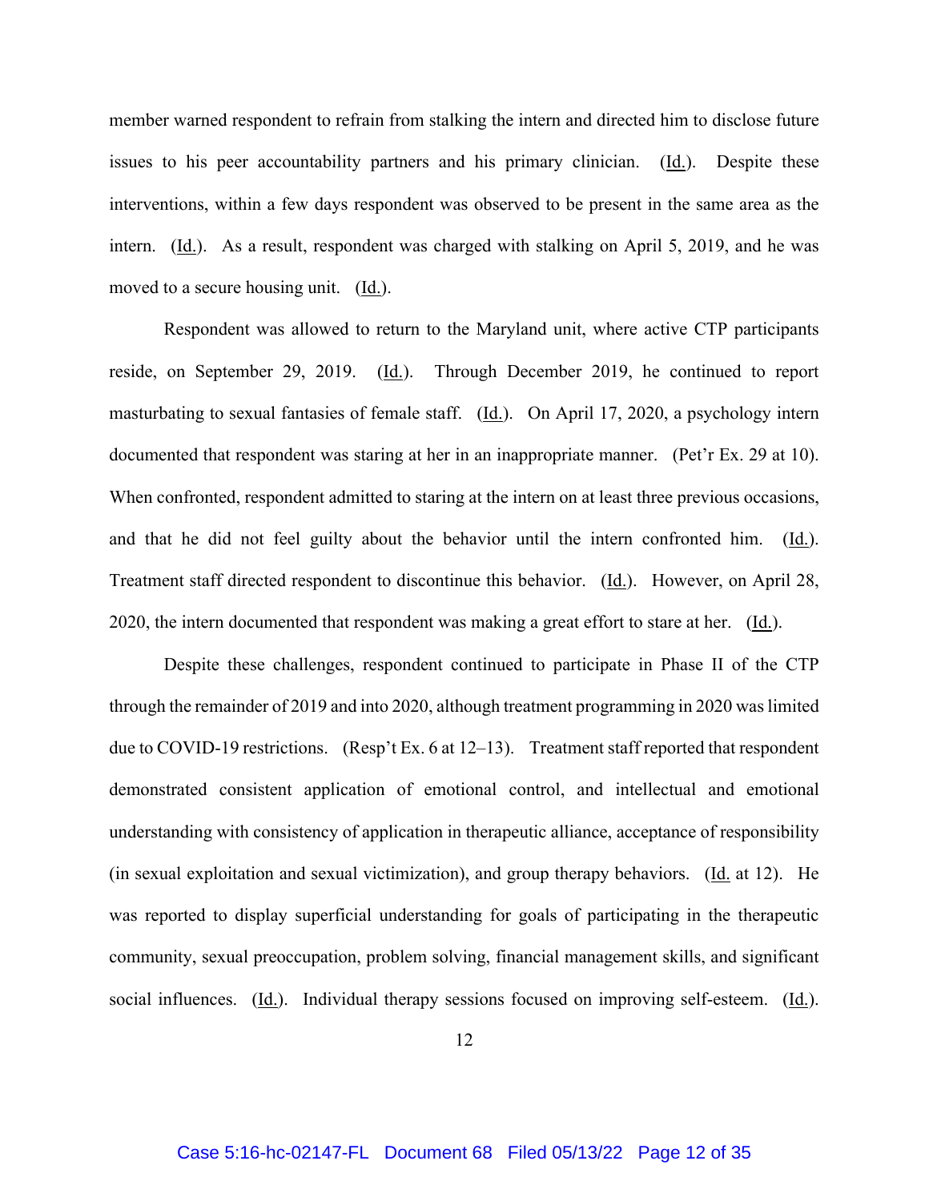member warned respondent to refrain from stalking the intern and directed him to disclose future issues to his peer accountability partners and his primary clinician. (Id.). Despite these interventions, within a few days respondent was observed to be present in the same area as the intern. (Id.). As a result, respondent was charged with stalking on April 5, 2019, and he was moved to a secure housing unit. (Id.).

Respondent was allowed to return to the Maryland unit, where active CTP participants reside, on September 29, 2019. (Id.). Through December 2019, he continued to report masturbating to sexual fantasies of female staff. (Id.). On April 17, 2020, a psychology intern documented that respondent was staring at her in an inappropriate manner. (Pet'r Ex. 29 at 10). When confronted, respondent admitted to staring at the intern on at least three previous occasions, and that he did not feel guilty about the behavior until the intern confronted him. (Id.). Treatment staff directed respondent to discontinue this behavior. (Id.). However, on April 28, 2020, the intern documented that respondent was making a great effort to stare at her. (Id.).

Despite these challenges, respondent continued to participate in Phase II of the CTP through the remainder of 2019 and into 2020, although treatment programming in 2020 was limited due to COVID-19 restrictions. (Resp't Ex. 6 at 12–13). Treatment staff reported that respondent demonstrated consistent application of emotional control, and intellectual and emotional understanding with consistency of application in therapeutic alliance, acceptance of responsibility (in sexual exploitation and sexual victimization), and group therapy behaviors. (Id. at 12). He was reported to display superficial understanding for goals of participating in the therapeutic community, sexual preoccupation, problem solving, financial management skills, and significant social influences. (Id.). Individual therapy sessions focused on improving self-esteem. (Id.).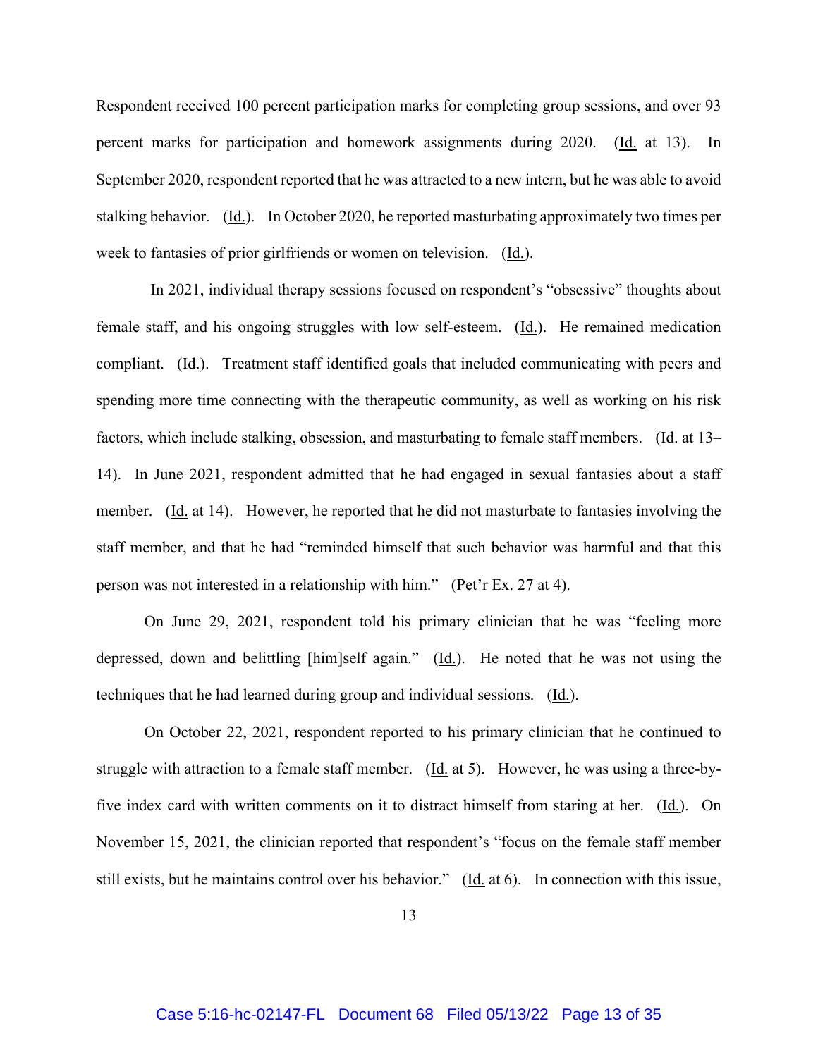Respondent received 100 percent participation marks for completing group sessions, and over 93 percent marks for participation and homework assignments during 2020. (Id. at 13). In September 2020, respondent reported that he was attracted to a new intern, but he was able to avoid stalking behavior. (Id.). In October 2020, he reported masturbating approximately two times per week to fantasies of prior girlfriends or women on television. (Id.).

In 2021, individual therapy sessions focused on respondent's "obsessive" thoughts about female staff, and his ongoing struggles with low self-esteem. (Id.). He remained medication compliant. (Id.). Treatment staff identified goals that included communicating with peers and spending more time connecting with the therapeutic community, as well as working on his risk factors, which include stalking, obsession, and masturbating to female staff members. (Id. at 13–14). In June 2021, respondent admitted that he had engaged in sexual fantasies about a staff member. (Id. at 14). However, he reported that he did not masturbate to fantasies involving the staff member, and that he had "reminded himself that such behavior was harmful and that this person was not interested in a relationship with him." (Pet'r Ex. 27 at 4).

On June 29, 2021, respondent told his primary clinician that he was "feeling more depressed, down and belittling [him]self again." (Id.). He noted that he was not using the techniques that he had learned during group and individual sessions. (Id.).

On October 22, 2021, respondent reported to his primary clinician that he continued to struggle with attraction to a female staff member. (Id. at 5). However, he was using a three-by-five index card with written comments on it to distract himself from staring at her. (Id.). On November 15, 2021, the clinician reported that respondent's "focus on the female staff member still exists, but he maintains control over his behavior." (Id. at 6). In connection with this issue,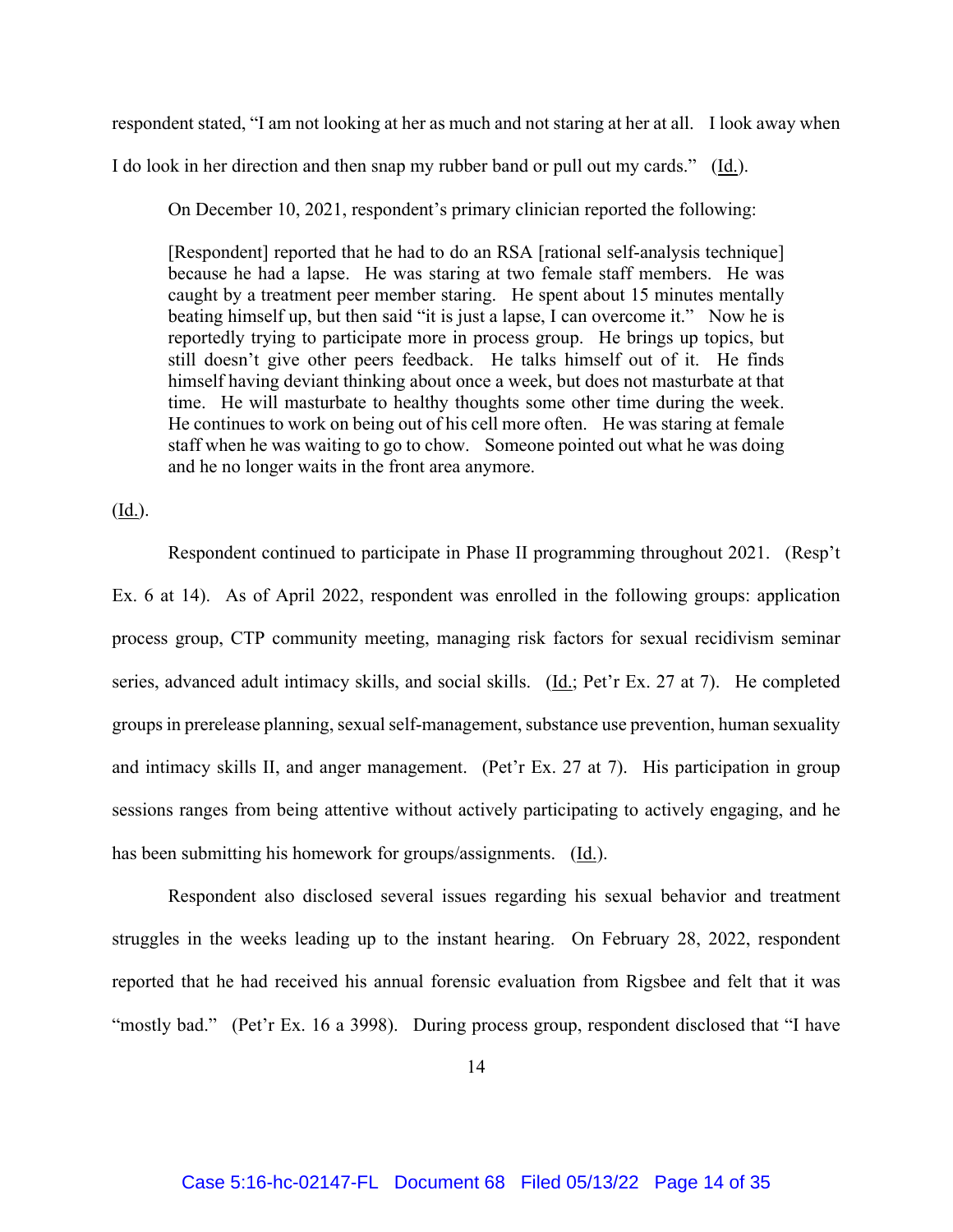respondent stated, "I am not looking at her as much and not staring at her at all. I look away when I do look in her direction and then snap my rubber band or pull out my cards." (Id.).

On December 10, 2021, respondent's primary clinician reported the following:

> [Respondent] reported that he had to do an RSA [rational self-analysis technique] because he had a lapse. He was staring at two female staff members. He was caught by a treatment peer member staring. He spent about 15 minutes mentally beating himself up, but then said "it is just a lapse, I can overcome it." Now he is reportedly trying to participate more in process group. He brings up topics, but still doesn't give other peers feedback. He talks himself out of it. He finds himself having deviant thinking about once a week, but does not masturbate at that time. He will masturbate to healthy thoughts some other time during the week. He continues to work on being out of his cell more often. He was staring at female staff when he was waiting to go to chow. Someone pointed out what he was doing and he no longer waits in the front area anymore.

(Id.).

Respondent continued to participate in Phase II programming throughout 2021. (Resp't Ex. 6 at 14). As of April 2022, respondent was enrolled in the following groups: application process group, CTP community meeting, managing risk factors for sexual recidivism seminar series, advanced adult intimacy skills, and social skills. (Id.; Pet'r Ex. 27 at 7). He completed groups in prerelease planning, sexual self-management, substance use prevention, human sexuality and intimacy skills II, and anger management. (Pet'r Ex. 27 at 7). His participation in group sessions ranges from being attentive without actively participating to actively engaging, and he has been submitting his homework for groups/assignments. (Id.).

Respondent also disclosed several issues regarding his sexual behavior and treatment struggles in the weeks leading up to the instant hearing. On February 28, 2022, respondent reported that he had received his annual forensic evaluation from Rigsbee and felt that it was "mostly bad." (Pet'r Ex. 16 a 3998). During process group, respondent disclosed that "I have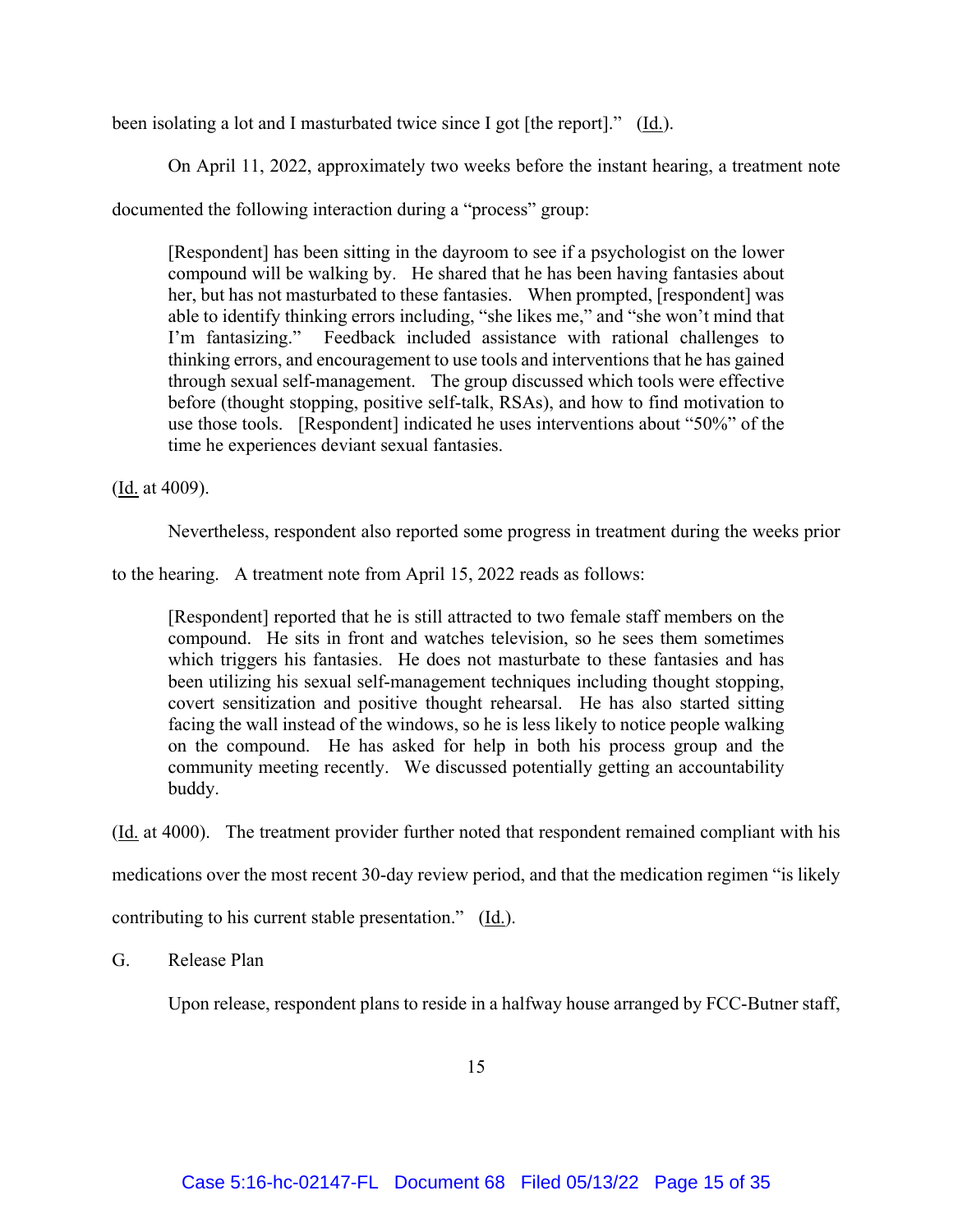been isolating a lot and I masturbated twice since I got [the report]." (Id.).

On April 11, 2022, approximately two weeks before the instant hearing, a treatment note documented the following interaction during a "process" group:

> [Respondent] has been sitting in the dayroom to see if a psychologist on the lower compound will be walking by. He shared that he has been having fantasies about her, but has not masturbated to these fantasies. When prompted, [respondent] was able to identify thinking errors including, "she likes me," and "she won't mind that I'm fantasizing." Feedback included assistance with rational challenges to thinking errors, and encouragement to use tools and interventions that he has gained through sexual self-management. The group discussed which tools were effective before (thought stopping, positive self-talk, RSAs), and how to find motivation to use those tools. [Respondent] indicated he uses interventions about "50%" of the time he experiences deviant sexual fantasies.

(Id. at 4009).

Nevertheless, respondent also reported some progress in treatment during the weeks prior to the hearing. A treatment note from April 15, 2022 reads as follows:

> [Respondent] reported that he is still attracted to two female staff members on the compound. He sits in front and watches television, so he sees them sometimes which triggers his fantasies. He does not masturbate to these fantasies and has been utilizing his sexual self-management techniques including thought stopping, covert sensitization and positive thought rehearsal. He has also started sitting facing the wall instead of the windows, so he is less likely to notice people walking on the compound. He has asked for help in both his process group and the community meeting recently. We discussed potentially getting an accountability buddy.

(Id. at 4000). The treatment provider further noted that respondent remained compliant with his medications over the most recent 30-day review period, and that the medication regimen "is likely contributing to his current stable presentation." (Id.).

G. Release Plan

Upon release, respondent plans to reside in a halfway house arranged by FCC-Butner staff,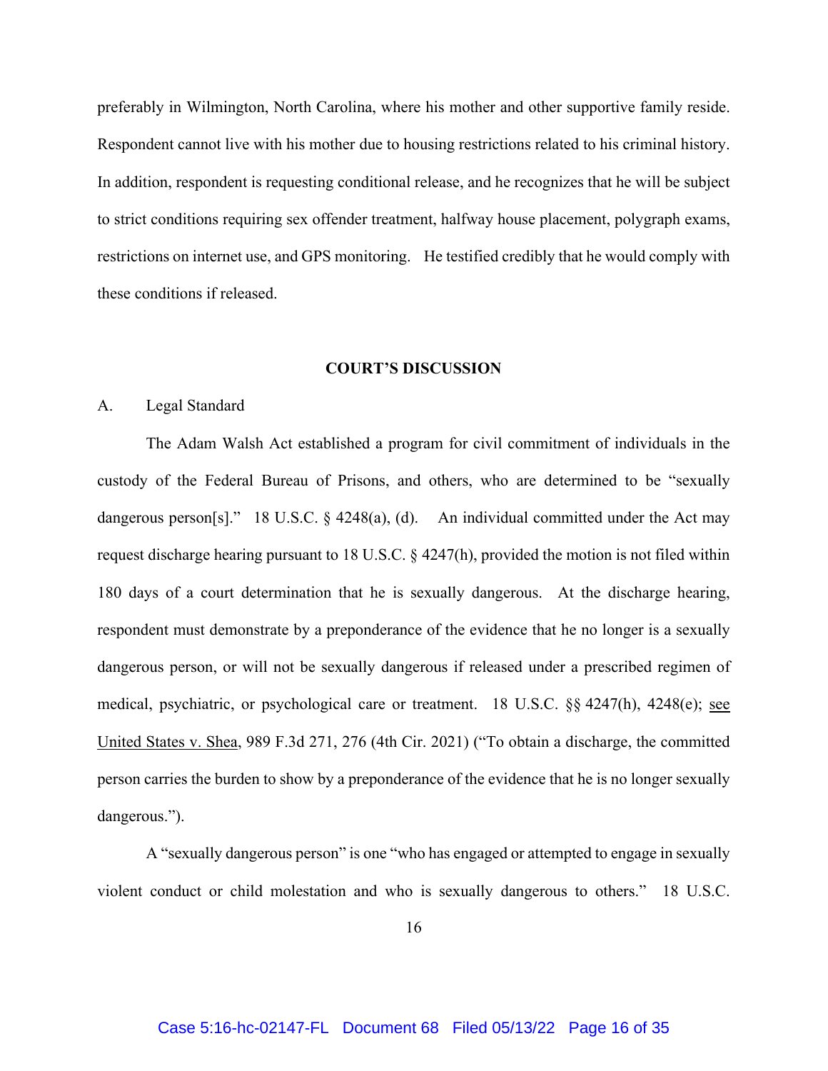preferably in Wilmington, North Carolina, where his mother and other supportive family reside. Respondent cannot live with his mother due to housing restrictions related to his criminal history. In addition, respondent is requesting conditional release, and he recognizes that he will be subject to strict conditions requiring sex offender treatment, halfway house placement, polygraph exams, restrictions on internet use, and GPS monitoring. He testified credibly that he would comply with these conditions if released.

## COURT'S DISCUSSION

A. Legal Standard

The Adam Walsh Act established a program for civil commitment of individuals in the custody of the Federal Bureau of Prisons, and others, who are determined to be "sexually dangerous person[s]." 18 U.S.C. § 4248(a), (d). An individual committed under the Act may request discharge hearing pursuant to 18 U.S.C. § 4247(h), provided the motion is not filed within 180 days of a court determination that he is sexually dangerous. At the discharge hearing, respondent must demonstrate by a preponderance of the evidence that he no longer is a sexually dangerous person, or will not be sexually dangerous if released under a prescribed regimen of medical, psychiatric, or psychological care or treatment. 18 U.S.C. §§ 4247(h), 4248(e); see United States v. Shea, 989 F.3d 271, 276 (4th Cir. 2021) ("To obtain a discharge, the committed person carries the burden to show by a preponderance of the evidence that he is no longer sexually dangerous.").

A "sexually dangerous person" is one "who has engaged or attempted to engage in sexually violent conduct or child molestation and who is sexually dangerous to others." 18 U.S.C.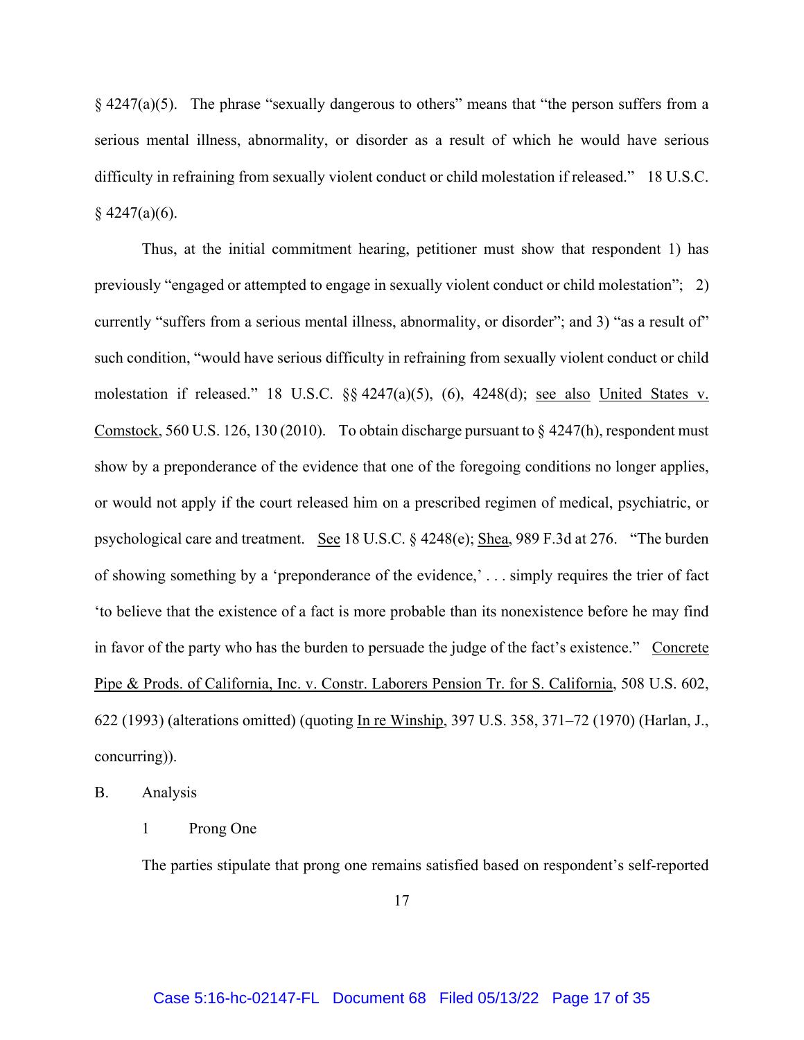§ 4247(a)(5). The phrase "sexually dangerous to others" means that "the person suffers from a serious mental illness, abnormality, or disorder as a result of which he would have serious difficulty in refraining from sexually violent conduct or child molestation if released." 18 U.S.C. § 4247(a)(6).

Thus, at the initial commitment hearing, petitioner must show that respondent 1) has previously "engaged or attempted to engage in sexually violent conduct or child molestation"; 2) currently "suffers from a serious mental illness, abnormality, or disorder"; and 3) "as a result of" such condition, "would have serious difficulty in refraining from sexually violent conduct or child molestation if released." 18 U.S.C. §§ 4247(a)(5), (6), 4248(d); see also United States v. Comstock, 560 U.S. 126, 130 (2010). To obtain discharge pursuant to § 4247(h), respondent must show by a preponderance of the evidence that one of the foregoing conditions no longer applies, or would not apply if the court released him on a prescribed regimen of medical, psychiatric, or psychological care and treatment. See 18 U.S.C. § 4248(e); Shea, 989 F.3d at 276. "The burden of showing something by a 'preponderance of the evidence,' . . . simply requires the trier of fact 'to believe that the existence of a fact is more probable than its nonexistence before he may find in favor of the party who has the burden to persuade the judge of the fact's existence." Concrete Pipe & Prods. of California, Inc. v. Constr. Laborers Pension Tr. for S. California, 508 U.S. 602, 622 (1993) (alterations omitted) (quoting In re Winship, 397 U.S. 358, 371–72 (1970) (Harlan, J., concurring)).

B. Analysis

1 Prong One

The parties stipulate that prong one remains satisfied based on respondent's self-reported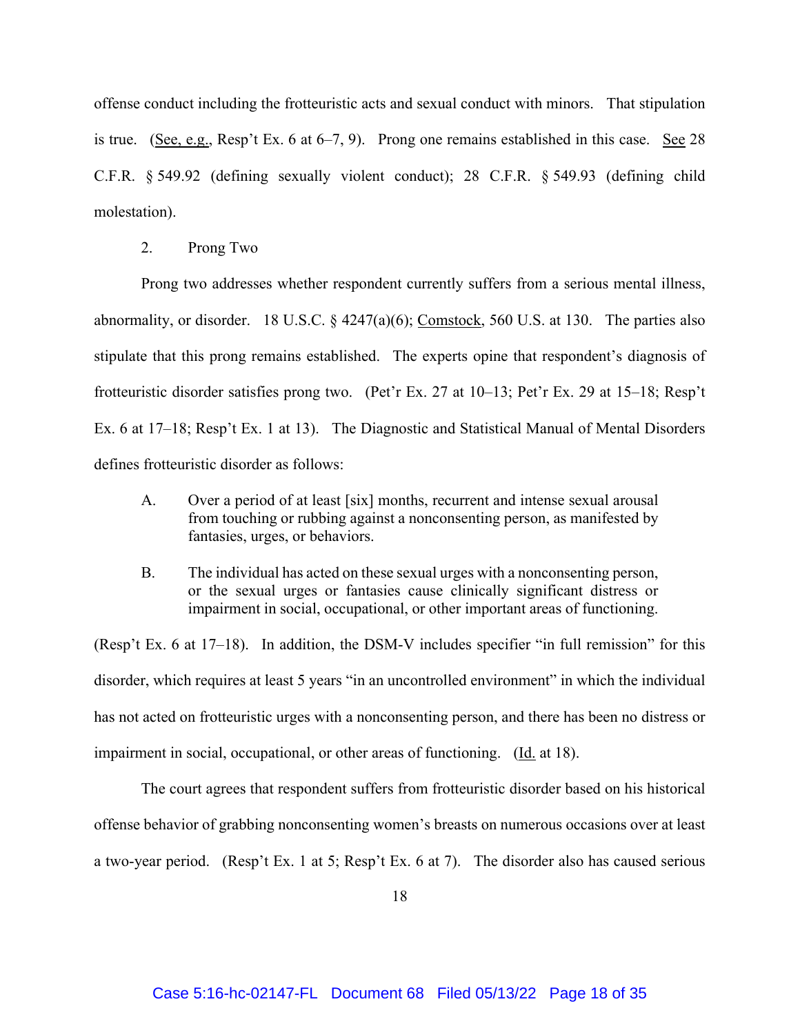offense conduct including the frotteuristic acts and sexual conduct with minors. That stipulation is true. (See, e.g., Resp't Ex. 6 at 6–7, 9). Prong one remains established in this case. See 28 C.F.R. § 549.92 (defining sexually violent conduct); 28 C.F.R. § 549.93 (defining child molestation).

2. Prong Two

Prong two addresses whether respondent currently suffers from a serious mental illness, abnormality, or disorder. 18 U.S.C. § 4247(a)(6); Comstock, 560 U.S. at 130. The parties also stipulate that this prong remains established. The experts opine that respondent's diagnosis of frotteuristic disorder satisfies prong two. (Pet'r Ex. 27 at 10–13; Pet'r Ex. 29 at 15–18; Resp't Ex. 6 at 17–18; Resp't Ex. 1 at 13). The Diagnostic and Statistical Manual of Mental Disorders defines frotteuristic disorder as follows:

> A. Over a period of at least [six] months, recurrent and intense sexual arousal from touching or rubbing against a nonconsenting person, as manifested by fantasies, urges, or behaviors.
>
> B. The individual has acted on these sexual urges with a nonconsenting person, or the sexual urges or fantasies cause clinically significant distress or impairment in social, occupational, or other important areas of functioning.

(Resp't Ex. 6 at 17–18). In addition, the DSM-V includes specifier "in full remission" for this disorder, which requires at least 5 years "in an uncontrolled environment" in which the individual has not acted on frotteuristic urges with a nonconsenting person, and there has been no distress or impairment in social, occupational, or other areas of functioning. (Id. at 18).

The court agrees that respondent suffers from frotteuristic disorder based on his historical offense behavior of grabbing nonconsenting women's breasts on numerous occasions over at least a two-year period. (Resp't Ex. 1 at 5; Resp't Ex. 6 at 7). The disorder also has caused serious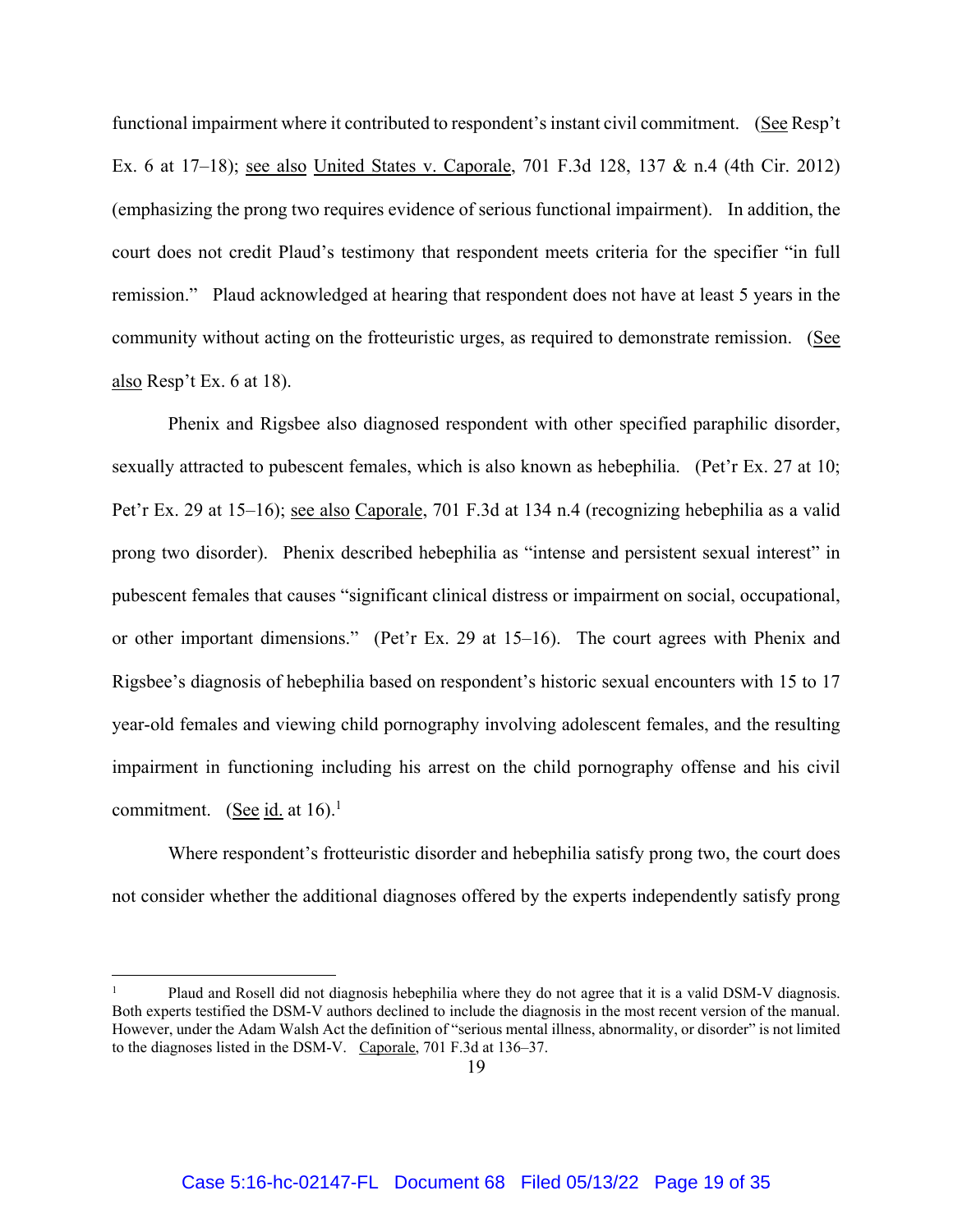functional impairment where it contributed to respondent's instant civil commitment. (See Resp't Ex. 6 at 17–18); see also United States v. Caporale, 701 F.3d 128, 137 & n.4 (4th Cir. 2012) (emphasizing the prong two requires evidence of serious functional impairment). In addition, the court does not credit Plaud's testimony that respondent meets criteria for the specifier "in full remission." Plaud acknowledged at hearing that respondent does not have at least 5 years in the community without acting on the frotteuristic urges, as required to demonstrate remission. (See also Resp't Ex. 6 at 18).

Phenix and Rigsbee also diagnosed respondent with other specified paraphilic disorder, sexually attracted to pubescent females, which is also known as hebephilia. (Pet'r Ex. 27 at 10; Pet'r Ex. 29 at 15–16); see also Caporale, 701 F.3d at 134 n.4 (recognizing hebephilia as a valid prong two disorder). Phenix described hebephilia as "intense and persistent sexual interest" in pubescent females that causes "significant clinical distress or impairment on social, occupational, or other important dimensions." (Pet'r Ex. 29 at 15–16). The court agrees with Phenix and Rigsbee's diagnosis of hebephilia based on respondent's historic sexual encounters with 15 to 17 year-old females and viewing child pornography involving adolescent females, and the resulting impairment in functioning including his arrest on the child pornography offense and his civil commitment. (See id. at 16).[1]

Where respondent's frotteuristic disorder and hebephilia satisfy prong two, the court does not consider whether the additional diagnoses offered by the experts independently satisfy prong

---

[1] Plaud and Rosell did not diagnosis hebephilia where they do not agree that it is a valid DSM-V diagnosis. Both experts testified the DSM-V authors declined to include the diagnosis in the most recent version of the manual. However, under the Adam Walsh Act the definition of "serious mental illness, abnormality, or disorder" is not limited to the diagnoses listed in the DSM-V. Caporale, 701 F.3d at 136–37.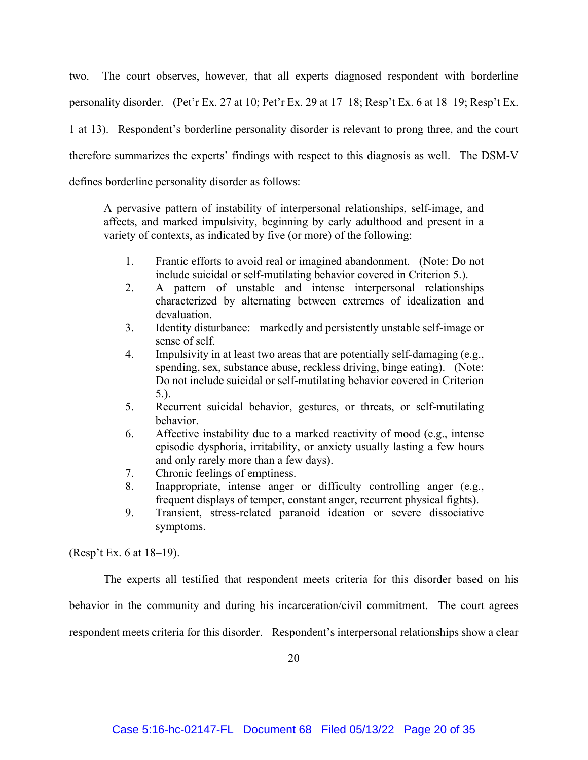two. The court observes, however, that all experts diagnosed respondent with borderline personality disorder. (Pet'r Ex. 27 at 10; Pet'r Ex. 29 at 17–18; Resp't Ex. 6 at 18–19; Resp't Ex. 1 at 13). Respondent's borderline personality disorder is relevant to prong three, and the court therefore summarizes the experts' findings with respect to this diagnosis as well. The DSM-V defines borderline personality disorder as follows:

> A pervasive pattern of instability of interpersonal relationships, self-image, and affects, and marked impulsivity, beginning by early adulthood and present in a variety of contexts, as indicated by five (or more) of the following:
>
> 1. Frantic efforts to avoid real or imagined abandonment. (Note: Do not include suicidal or self-mutilating behavior covered in Criterion 5.).
> 2. A pattern of unstable and intense interpersonal relationships characterized by alternating between extremes of idealization and devaluation.
> 3. Identity disturbance: markedly and persistently unstable self-image or sense of self.
> 4. Impulsivity in at least two areas that are potentially self-damaging (e.g., spending, sex, substance abuse, reckless driving, binge eating). (Note: Do not include suicidal or self-mutilating behavior covered in Criterion 5.).
> 5. Recurrent suicidal behavior, gestures, or threats, or self-mutilating behavior.
> 6. Affective instability due to a marked reactivity of mood (e.g., intense episodic dysphoria, irritability, or anxiety usually lasting a few hours and only rarely more than a few days).
> 7. Chronic feelings of emptiness.
> 8. Inappropriate, intense anger or difficulty controlling anger (e.g., frequent displays of temper, constant anger, recurrent physical fights).
> 9. Transient, stress-related paranoid ideation or severe dissociative symptoms.

(Resp't Ex. 6 at 18–19).

The experts all testified that respondent meets criteria for this disorder based on his behavior in the community and during his incarceration/civil commitment. The court agrees respondent meets criteria for this disorder. Respondent's interpersonal relationships show a clear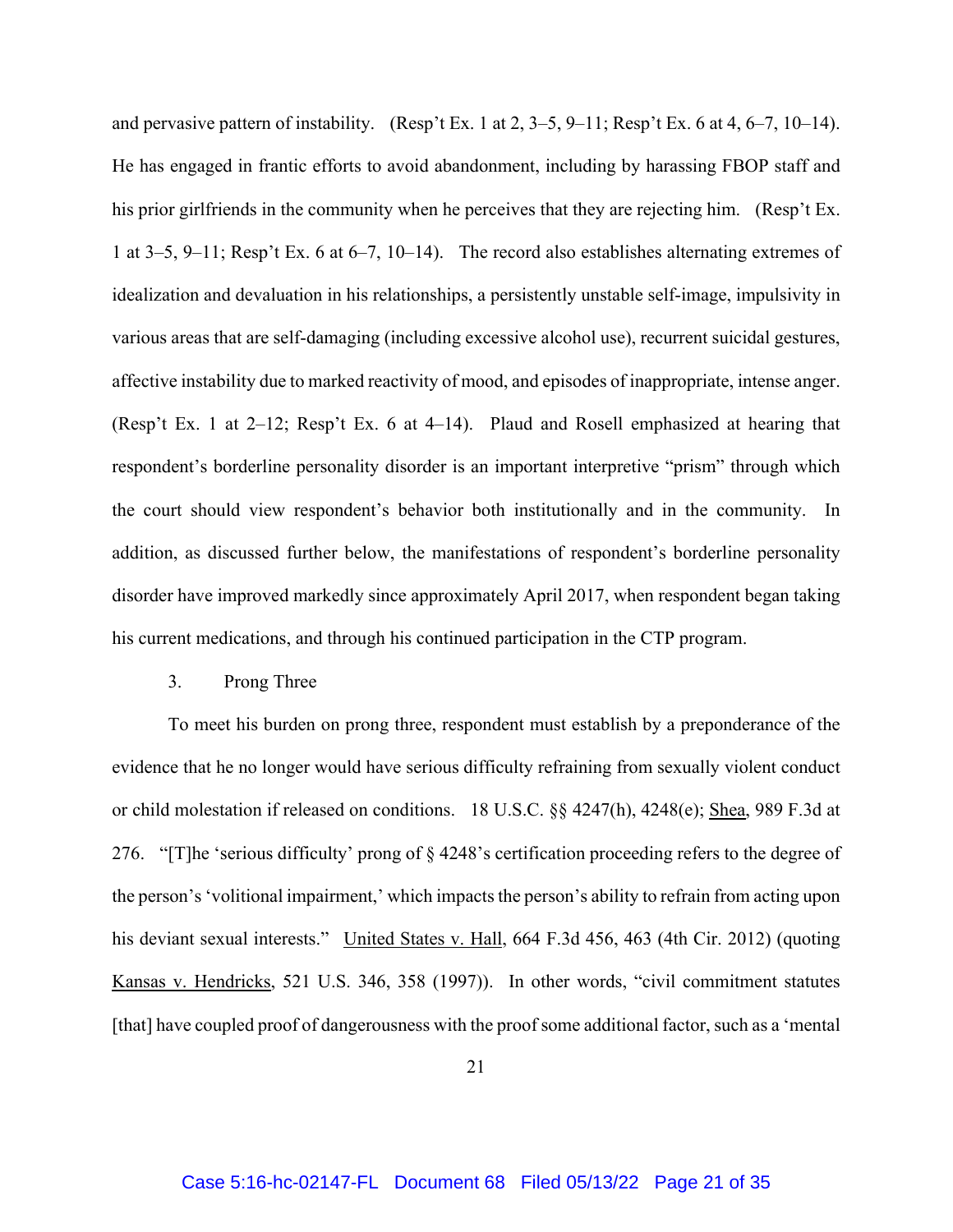and pervasive pattern of instability. (Resp't Ex. 1 at 2, 3–5, 9–11; Resp't Ex. 6 at 4, 6–7, 10–14). He has engaged in frantic efforts to avoid abandonment, including by harassing FBOP staff and his prior girlfriends in the community when he perceives that they are rejecting him. (Resp't Ex. 1 at 3–5, 9–11; Resp't Ex. 6 at 6–7, 10–14). The record also establishes alternating extremes of idealization and devaluation in his relationships, a persistently unstable self-image, impulsivity in various areas that are self-damaging (including excessive alcohol use), recurrent suicidal gestures, affective instability due to marked reactivity of mood, and episodes of inappropriate, intense anger. (Resp't Ex. 1 at 2–12; Resp't Ex. 6 at 4–14). Plaud and Rosell emphasized at hearing that respondent's borderline personality disorder is an important interpretive "prism" through which the court should view respondent's behavior both institutionally and in the community. In addition, as discussed further below, the manifestations of respondent's borderline personality disorder have improved markedly since approximately April 2017, when respondent began taking his current medications, and through his continued participation in the CTP program.

3. Prong Three

To meet his burden on prong three, respondent must establish by a preponderance of the evidence that he no longer would have serious difficulty refraining from sexually violent conduct or child molestation if released on conditions. 18 U.S.C. §§ 4247(h), 4248(e); Shea, 989 F.3d at 276. "[T]he 'serious difficulty' prong of § 4248's certification proceeding refers to the degree of the person's 'volitional impairment,' which impacts the person's ability to refrain from acting upon his deviant sexual interests." United States v. Hall, 664 F.3d 456, 463 (4th Cir. 2012) (quoting Kansas v. Hendricks, 521 U.S. 346, 358 (1997)). In other words, "civil commitment statutes [that] have coupled proof of dangerousness with the proof some additional factor, such as a 'mental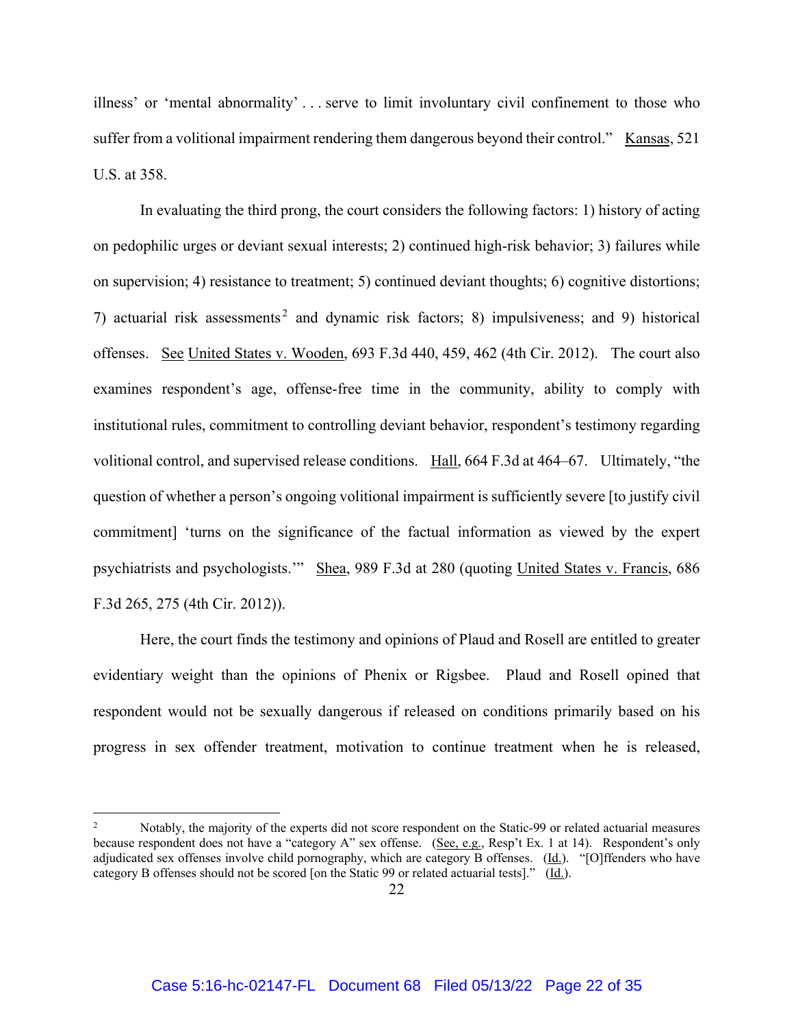illness' or 'mental abnormality' . . . serve to limit involuntary civil confinement to those who suffer from a volitional impairment rendering them dangerous beyond their control." Kansas, 521 U.S. at 358.

In evaluating the third prong, the court considers the following factors: 1) history of acting on pedophilic urges or deviant sexual interests; 2) continued high-risk behavior; 3) failures while on supervision; 4) resistance to treatment; 5) continued deviant thoughts; 6) cognitive distortions; 7) actuarial risk assessments[2] and dynamic risk factors; 8) impulsiveness; and 9) historical offenses. See United States v. Wooden, 693 F.3d 440, 459, 462 (4th Cir. 2012). The court also examines respondent's age, offense-free time in the community, ability to comply with institutional rules, commitment to controlling deviant behavior, respondent's testimony regarding volitional control, and supervised release conditions. Hall, 664 F.3d at 464–67. Ultimately, "the question of whether a person's ongoing volitional impairment is sufficiently severe [to justify civil commitment] 'turns on the significance of the factual information as viewed by the expert psychiatrists and psychologists.'" Shea, 989 F.3d at 280 (quoting United States v. Francis, 686 F.3d 265, 275 (4th Cir. 2012)).

Here, the court finds the testimony and opinions of Plaud and Rosell are entitled to greater evidentiary weight than the opinions of Phenix or Rigsbee. Plaud and Rosell opined that respondent would not be sexually dangerous if released on conditions primarily based on his progress in sex offender treatment, motivation to continue treatment when he is released,

---

[2] Notably, the majority of the experts did not score respondent on the Static-99 or related actuarial measures because respondent does not have a "category A" sex offense. (See, e.g., Resp't Ex. 1 at 14). Respondent's only adjudicated sex offenses involve child pornography, which are category B offenses. (Id.). "[O]ffenders who have category B offenses should not be scored [on the Static 99 or related actuarial tests]." (Id.).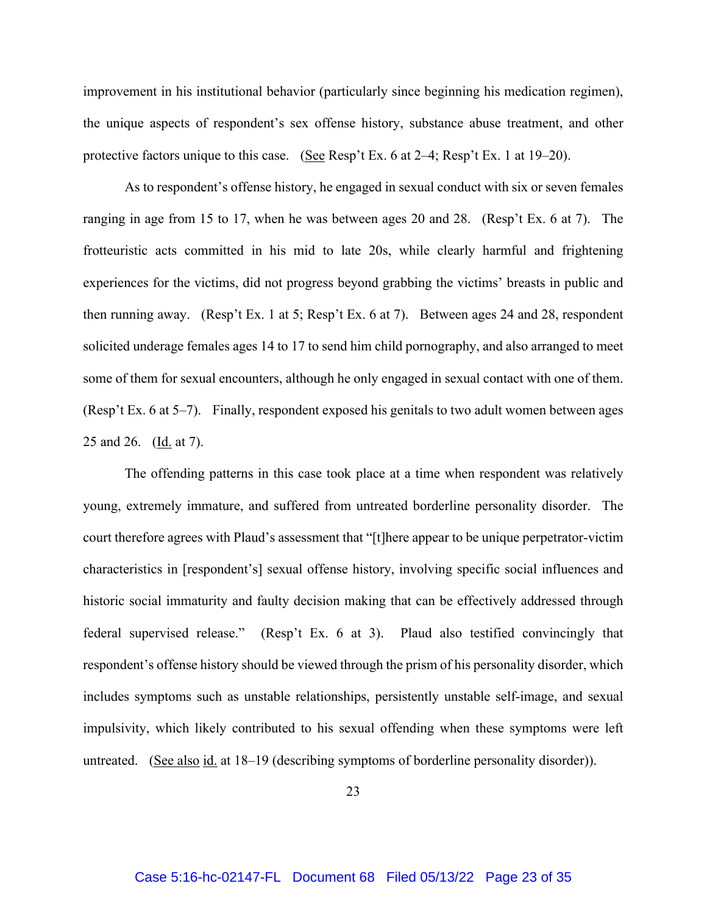improvement in his institutional behavior (particularly since beginning his medication regimen), the unique aspects of respondent's sex offense history, substance abuse treatment, and other protective factors unique to this case. (See Resp't Ex. 6 at 2–4; Resp't Ex. 1 at 19–20).

As to respondent's offense history, he engaged in sexual conduct with six or seven females ranging in age from 15 to 17, when he was between ages 20 and 28. (Resp't Ex. 6 at 7). The frotteuristic acts committed in his mid to late 20s, while clearly harmful and frightening experiences for the victims, did not progress beyond grabbing the victims' breasts in public and then running away. (Resp't Ex. 1 at 5; Resp't Ex. 6 at 7). Between ages 24 and 28, respondent solicited underage females ages 14 to 17 to send him child pornography, and also arranged to meet some of them for sexual encounters, although he only engaged in sexual contact with one of them. (Resp't Ex. 6 at 5–7). Finally, respondent exposed his genitals to two adult women between ages 25 and 26. (Id. at 7).

The offending patterns in this case took place at a time when respondent was relatively young, extremely immature, and suffered from untreated borderline personality disorder. The court therefore agrees with Plaud's assessment that "[t]here appear to be unique perpetrator-victim characteristics in [respondent's] sexual offense history, involving specific social influences and historic social immaturity and faulty decision making that can be effectively addressed through federal supervised release." (Resp't Ex. 6 at 3). Plaud also testified convincingly that respondent's offense history should be viewed through the prism of his personality disorder, which includes symptoms such as unstable relationships, persistently unstable self-image, and sexual impulsivity, which likely contributed to his sexual offending when these symptoms were left untreated. (See also id. at 18–19 (describing symptoms of borderline personality disorder)).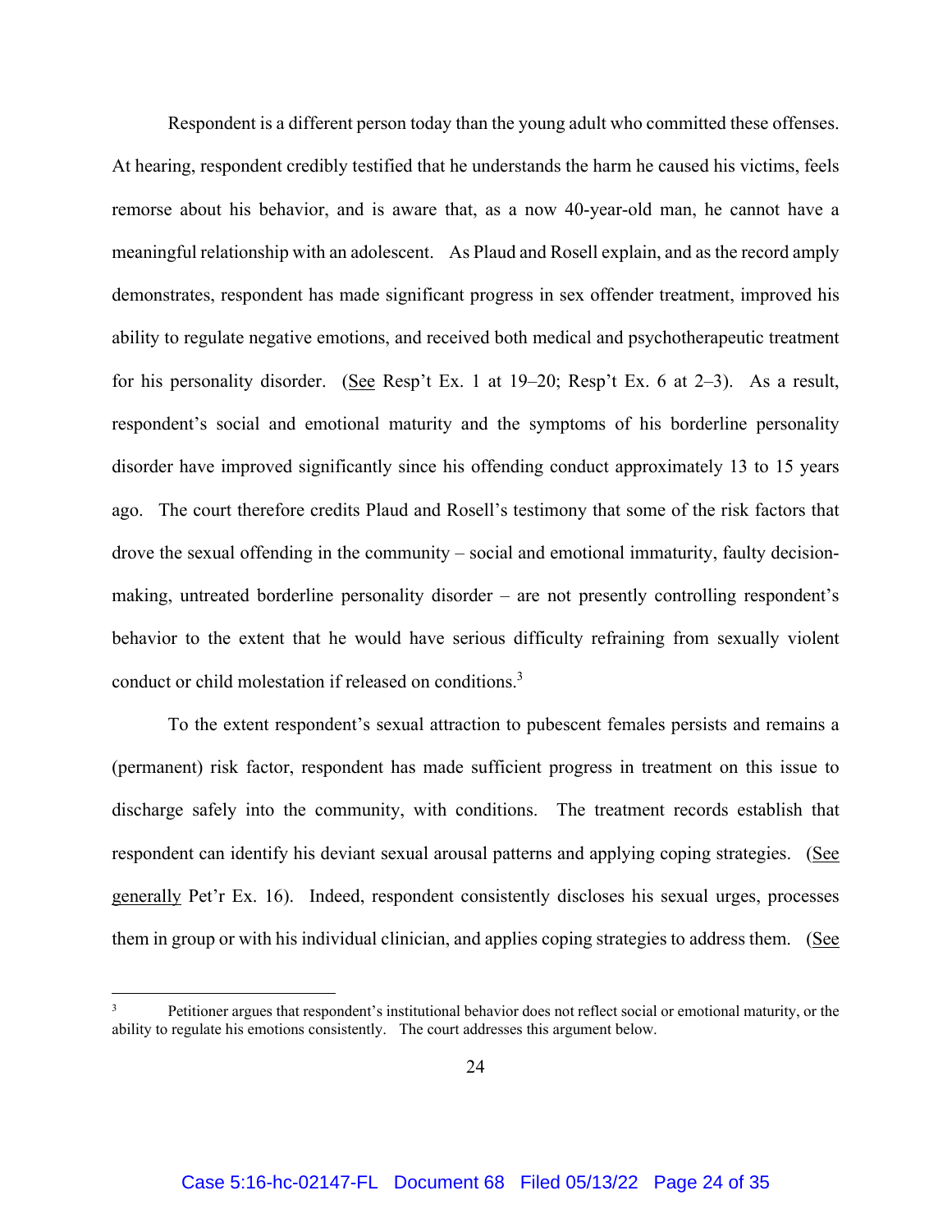Respondent is a different person today than the young adult who committed these offenses. At hearing, respondent credibly testified that he understands the harm he caused his victims, feels remorse about his behavior, and is aware that, as a now 40-year-old man, he cannot have a meaningful relationship with an adolescent. As Plaud and Rosell explain, and as the record amply demonstrates, respondent has made significant progress in sex offender treatment, improved his ability to regulate negative emotions, and received both medical and psychotherapeutic treatment for his personality disorder. (See Resp't Ex. 1 at 19–20; Resp't Ex. 6 at 2–3). As a result, respondent's social and emotional maturity and the symptoms of his borderline personality disorder have improved significantly since his offending conduct approximately 13 to 15 years ago. The court therefore credits Plaud and Rosell's testimony that some of the risk factors that drove the sexual offending in the community – social and emotional immaturity, faulty decision-making, untreated borderline personality disorder – are not presently controlling respondent's behavior to the extent that he would have serious difficulty refraining from sexually violent conduct or child molestation if released on conditions.[3]

To the extent respondent's sexual attraction to pubescent females persists and remains a (permanent) risk factor, respondent has made sufficient progress in treatment on this issue to discharge safely into the community, with conditions. The treatment records establish that respondent can identify his deviant sexual arousal patterns and applying coping strategies. (See generally Pet'r Ex. 16). Indeed, respondent consistently discloses his sexual urges, processes them in group or with his individual clinician, and applies coping strategies to address them. (See

[3] Petitioner argues that respondent's institutional behavior does not reflect social or emotional maturity, or the ability to regulate his emotions consistently. The court addresses this argument below.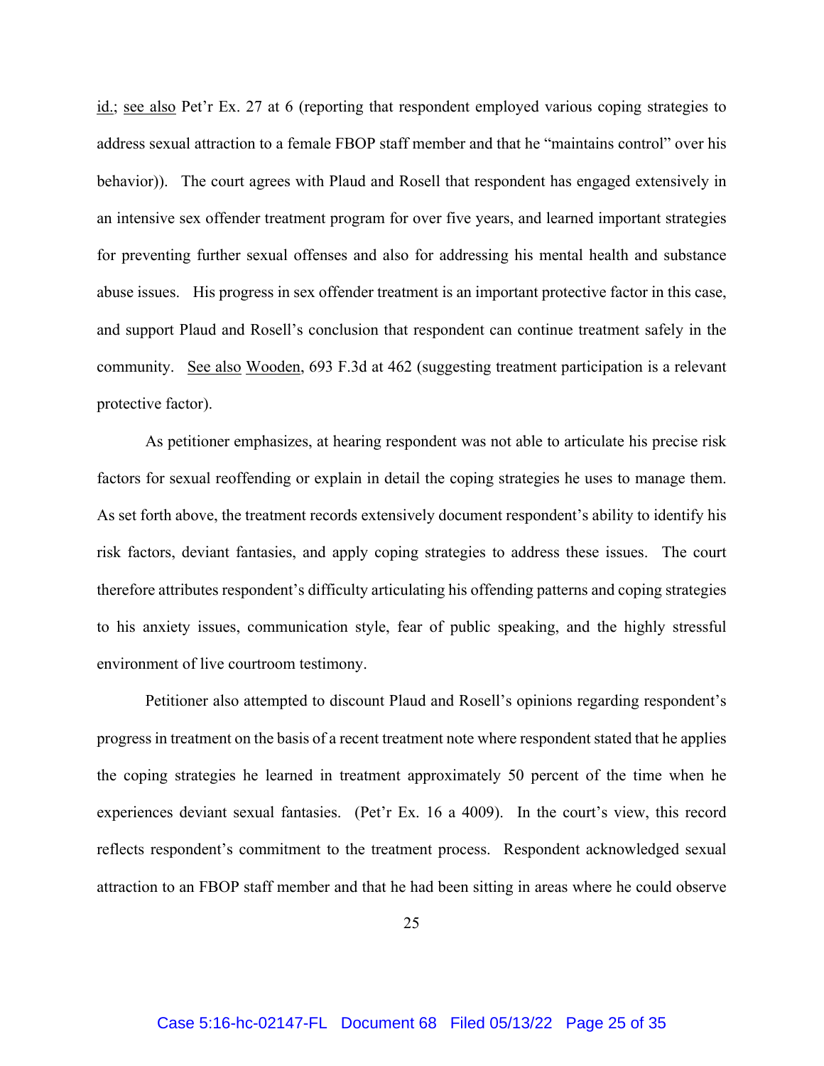id.; see also Pet'r Ex. 27 at 6 (reporting that respondent employed various coping strategies to address sexual attraction to a female FBOP staff member and that he "maintains control" over his behavior)). The court agrees with Plaud and Rosell that respondent has engaged extensively in an intensive sex offender treatment program for over five years, and learned important strategies for preventing further sexual offenses and also for addressing his mental health and substance abuse issues. His progress in sex offender treatment is an important protective factor in this case, and support Plaud and Rosell's conclusion that respondent can continue treatment safely in the community. See also Wooden, 693 F.3d at 462 (suggesting treatment participation is a relevant protective factor).

As petitioner emphasizes, at hearing respondent was not able to articulate his precise risk factors for sexual reoffending or explain in detail the coping strategies he uses to manage them. As set forth above, the treatment records extensively document respondent's ability to identify his risk factors, deviant fantasies, and apply coping strategies to address these issues. The court therefore attributes respondent's difficulty articulating his offending patterns and coping strategies to his anxiety issues, communication style, fear of public speaking, and the highly stressful environment of live courtroom testimony.

Petitioner also attempted to discount Plaud and Rosell's opinions regarding respondent's progress in treatment on the basis of a recent treatment note where respondent stated that he applies the coping strategies he learned in treatment approximately 50 percent of the time when he experiences deviant sexual fantasies. (Pet'r Ex. 16 a 4009). In the court's view, this record reflects respondent's commitment to the treatment process. Respondent acknowledged sexual attraction to an FBOP staff member and that he had been sitting in areas where he could observe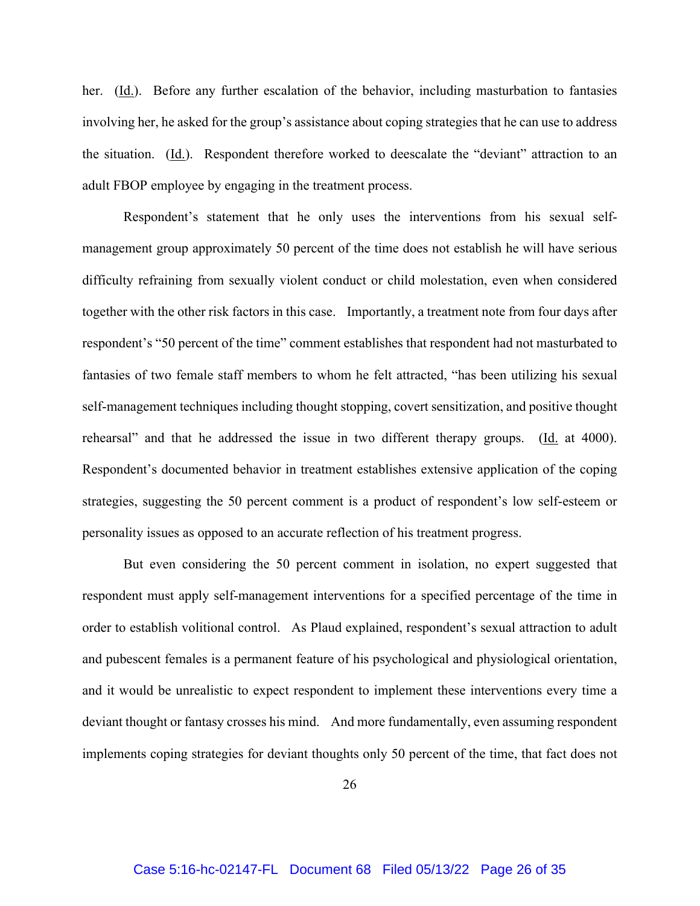her. (Id.). Before any further escalation of the behavior, including masturbation to fantasies involving her, he asked for the group's assistance about coping strategies that he can use to address the situation. (Id.). Respondent therefore worked to deescalate the "deviant" attraction to an adult FBOP employee by engaging in the treatment process.

Respondent's statement that he only uses the interventions from his sexual self-management group approximately 50 percent of the time does not establish he will have serious difficulty refraining from sexually violent conduct or child molestation, even when considered together with the other risk factors in this case. Importantly, a treatment note from four days after respondent's "50 percent of the time" comment establishes that respondent had not masturbated to fantasies of two female staff members to whom he felt attracted, "has been utilizing his sexual self-management techniques including thought stopping, covert sensitization, and positive thought rehearsal" and that he addressed the issue in two different therapy groups. (Id. at 4000). Respondent's documented behavior in treatment establishes extensive application of the coping strategies, suggesting the 50 percent comment is a product of respondent's low self-esteem or personality issues as opposed to an accurate reflection of his treatment progress.

But even considering the 50 percent comment in isolation, no expert suggested that respondent must apply self-management interventions for a specified percentage of the time in order to establish volitional control. As Plaud explained, respondent's sexual attraction to adult and pubescent females is a permanent feature of his psychological and physiological orientation, and it would be unrealistic to expect respondent to implement these interventions every time a deviant thought or fantasy crosses his mind. And more fundamentally, even assuming respondent implements coping strategies for deviant thoughts only 50 percent of the time, that fact does not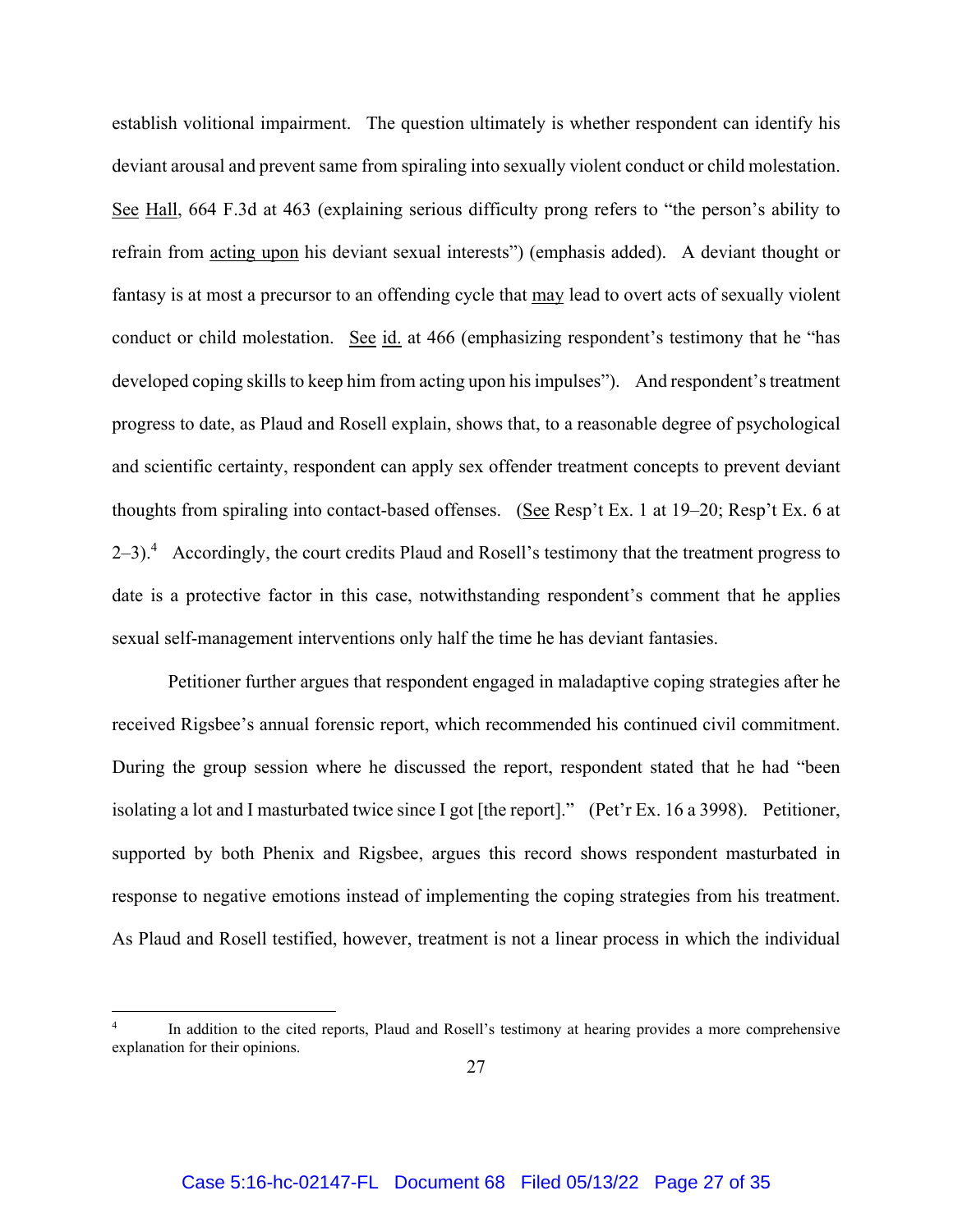establish volitional impairment. The question ultimately is whether respondent can identify his deviant arousal and prevent same from spiraling into sexually violent conduct or child molestation. See Hall, 664 F.3d at 463 (explaining serious difficulty prong refers to "the person's ability to refrain from acting upon his deviant sexual interests") (emphasis added). A deviant thought or fantasy is at most a precursor to an offending cycle that may lead to overt acts of sexually violent conduct or child molestation. See id. at 466 (emphasizing respondent's testimony that he "has developed coping skills to keep him from acting upon his impulses"). And respondent's treatment progress to date, as Plaud and Rosell explain, shows that, to a reasonable degree of psychological and scientific certainty, respondent can apply sex offender treatment concepts to prevent deviant thoughts from spiraling into contact-based offenses. (See Resp't Ex. 1 at 19–20; Resp't Ex. 6 at 2–3).[4] Accordingly, the court credits Plaud and Rosell's testimony that the treatment progress to date is a protective factor in this case, notwithstanding respondent's comment that he applies sexual self-management interventions only half the time he has deviant fantasies.

Petitioner further argues that respondent engaged in maladaptive coping strategies after he received Rigsbee's annual forensic report, which recommended his continued civil commitment. During the group session where he discussed the report, respondent stated that he had "been isolating a lot and I masturbated twice since I got [the report]." (Pet'r Ex. 16 a 3998). Petitioner, supported by both Phenix and Rigsbee, argues this record shows respondent masturbated in response to negative emotions instead of implementing the coping strategies from his treatment. As Plaud and Rosell testified, however, treatment is not a linear process in which the individual

---

[4] In addition to the cited reports, Plaud and Rosell's testimony at hearing provides a more comprehensive explanation for their opinions.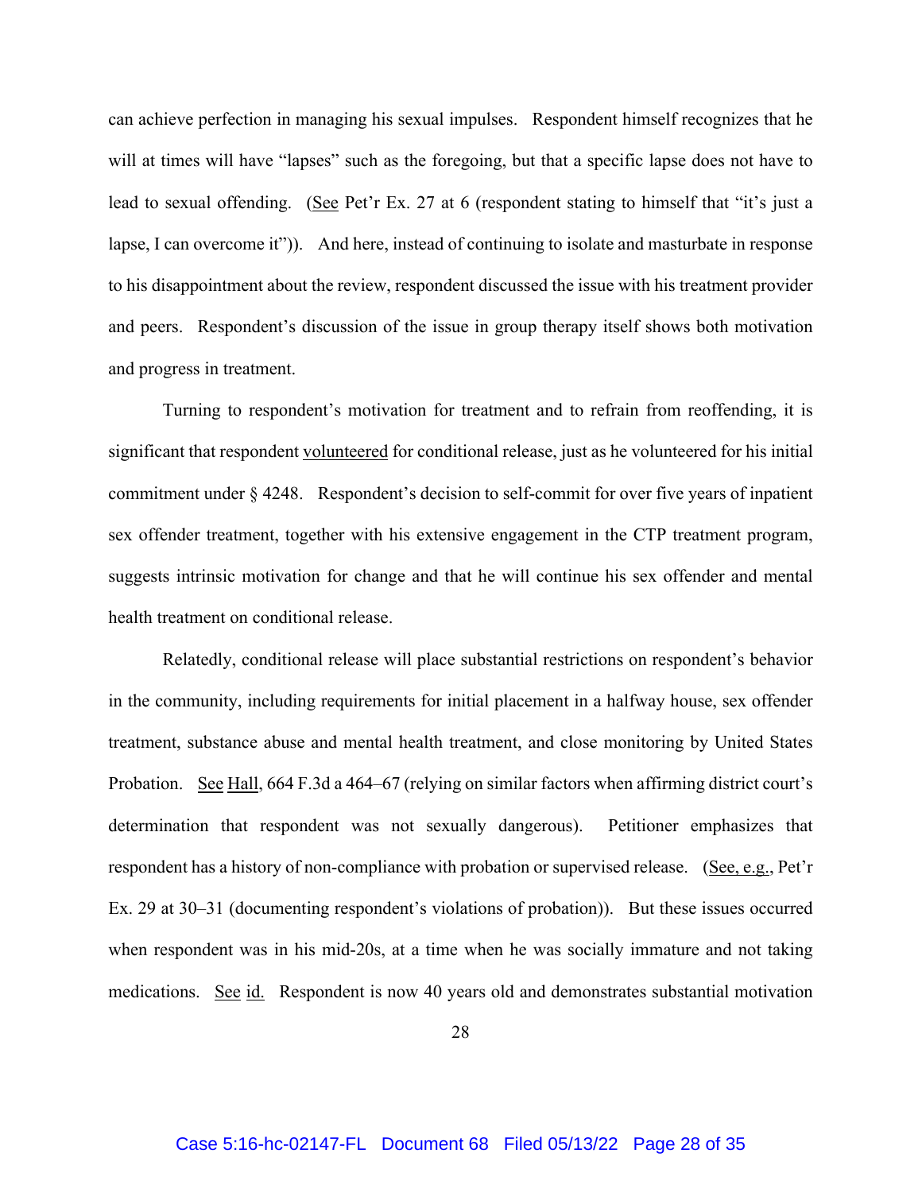can achieve perfection in managing his sexual impulses. Respondent himself recognizes that he will at times will have "lapses" such as the foregoing, but that a specific lapse does not have to lead to sexual offending. (See Pet'r Ex. 27 at 6 (respondent stating to himself that "it's just a lapse, I can overcome it")). And here, instead of continuing to isolate and masturbate in response to his disappointment about the review, respondent discussed the issue with his treatment provider and peers. Respondent's discussion of the issue in group therapy itself shows both motivation and progress in treatment.

Turning to respondent's motivation for treatment and to refrain from reoffending, it is significant that respondent volunteered for conditional release, just as he volunteered for his initial commitment under § 4248. Respondent's decision to self-commit for over five years of inpatient sex offender treatment, together with his extensive engagement in the CTP treatment program, suggests intrinsic motivation for change and that he will continue his sex offender and mental health treatment on conditional release.

Relatedly, conditional release will place substantial restrictions on respondent's behavior in the community, including requirements for initial placement in a halfway house, sex offender treatment, substance abuse and mental health treatment, and close monitoring by United States Probation. See Hall, 664 F.3d a 464–67 (relying on similar factors when affirming district court's determination that respondent was not sexually dangerous). Petitioner emphasizes that respondent has a history of non-compliance with probation or supervised release. (See, e.g., Pet'r Ex. 29 at 30–31 (documenting respondent's violations of probation)). But these issues occurred when respondent was in his mid-20s, at a time when he was socially immature and not taking medications. See id. Respondent is now 40 years old and demonstrates substantial motivation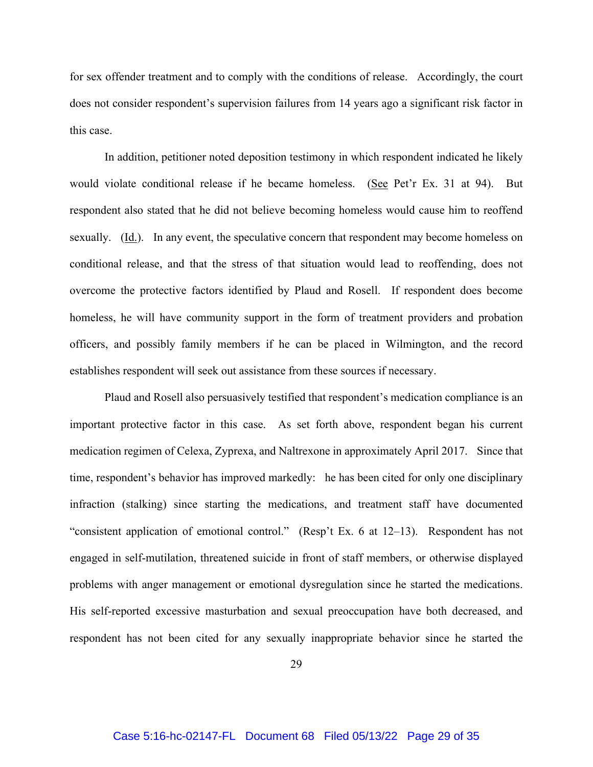for sex offender treatment and to comply with the conditions of release. Accordingly, the court does not consider respondent's supervision failures from 14 years ago a significant risk factor in this case.

In addition, petitioner noted deposition testimony in which respondent indicated he likely would violate conditional release if he became homeless. (See Pet'r Ex. 31 at 94). But respondent also stated that he did not believe becoming homeless would cause him to reoffend sexually. (Id.). In any event, the speculative concern that respondent may become homeless on conditional release, and that the stress of that situation would lead to reoffending, does not overcome the protective factors identified by Plaud and Rosell. If respondent does become homeless, he will have community support in the form of treatment providers and probation officers, and possibly family members if he can be placed in Wilmington, and the record establishes respondent will seek out assistance from these sources if necessary.

Plaud and Rosell also persuasively testified that respondent's medication compliance is an important protective factor in this case. As set forth above, respondent began his current medication regimen of Celexa, Zyprexa, and Naltrexone in approximately April 2017. Since that time, respondent's behavior has improved markedly: he has been cited for only one disciplinary infraction (stalking) since starting the medications, and treatment staff have documented "consistent application of emotional control." (Resp't Ex. 6 at 12–13). Respondent has not engaged in self-mutilation, threatened suicide in front of staff members, or otherwise displayed problems with anger management or emotional dysregulation since he started the medications. His self-reported excessive masturbation and sexual preoccupation have both decreased, and respondent has not been cited for any sexually inappropriate behavior since he started the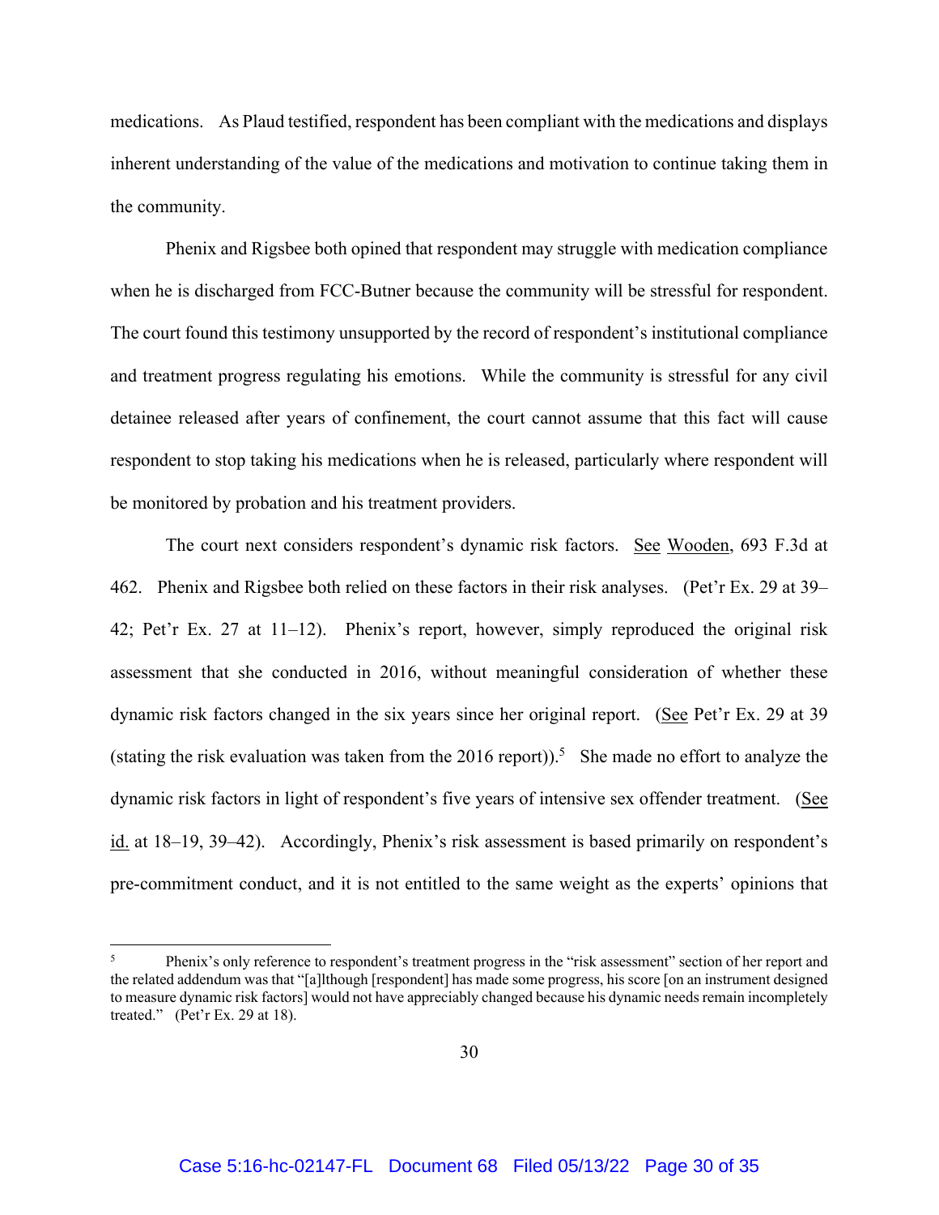medications. As Plaud testified, respondent has been compliant with the medications and displays inherent understanding of the value of the medications and motivation to continue taking them in the community.

Phenix and Rigsbee both opined that respondent may struggle with medication compliance when he is discharged from FCC-Butner because the community will be stressful for respondent. The court found this testimony unsupported by the record of respondent's institutional compliance and treatment progress regulating his emotions. While the community is stressful for any civil detainee released after years of confinement, the court cannot assume that this fact will cause respondent to stop taking his medications when he is released, particularly where respondent will be monitored by probation and his treatment providers.

The court next considers respondent's dynamic risk factors. See Wooden, 693 F.3d at 462. Phenix and Rigsbee both relied on these factors in their risk analyses. (Pet'r Ex. 29 at 39–42; Pet'r Ex. 27 at 11–12). Phenix's report, however, simply reproduced the original risk assessment that she conducted in 2016, without meaningful consideration of whether these dynamic risk factors changed in the six years since her original report. (See Pet'r Ex. 29 at 39 (stating the risk evaluation was taken from the 2016 report)).[5] She made no effort to analyze the dynamic risk factors in light of respondent's five years of intensive sex offender treatment. (See id. at 18–19, 39–42). Accordingly, Phenix's risk assessment is based primarily on respondent's pre-commitment conduct, and it is not entitled to the same weight as the experts' opinions that

---

[5] Phenix's only reference to respondent's treatment progress in the "risk assessment" section of her report and the related addendum was that "[a]lthough [respondent] has made some progress, his score [on an instrument designed to measure dynamic risk factors] would not have appreciably changed because his dynamic needs remain incompletely treated." (Pet'r Ex. 29 at 18).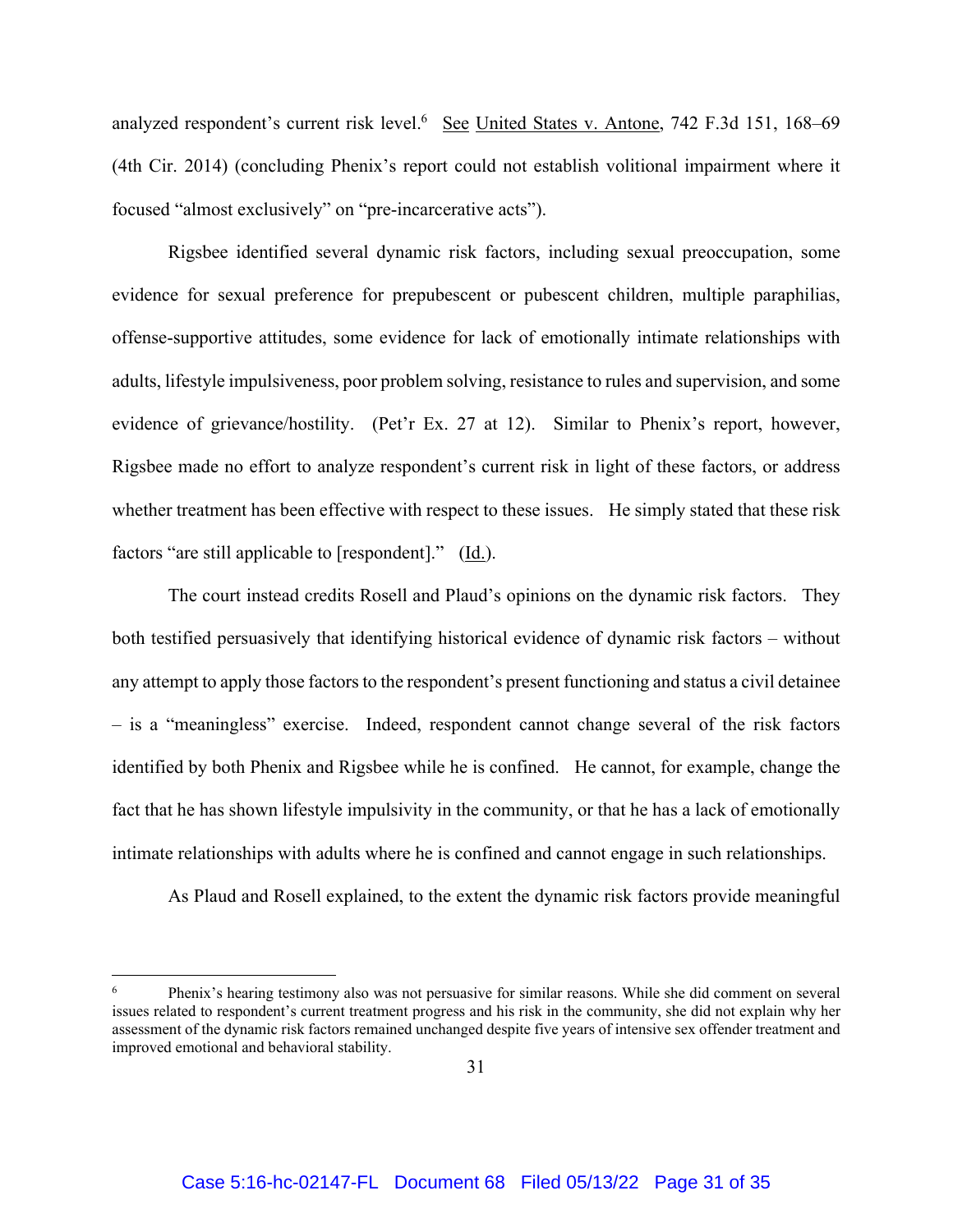analyzed respondent's current risk level.[6] See United States v. Antone, 742 F.3d 151, 168–69 (4th Cir. 2014) (concluding Phenix's report could not establish volitional impairment where it focused "almost exclusively" on "pre-incarcerative acts").

Rigsbee identified several dynamic risk factors, including sexual preoccupation, some evidence for sexual preference for prepubescent or pubescent children, multiple paraphilias, offense-supportive attitudes, some evidence for lack of emotionally intimate relationships with adults, lifestyle impulsiveness, poor problem solving, resistance to rules and supervision, and some evidence of grievance/hostility. (Pet'r Ex. 27 at 12). Similar to Phenix's report, however, Rigsbee made no effort to analyze respondent's current risk in light of these factors, or address whether treatment has been effective with respect to these issues. He simply stated that these risk factors "are still applicable to [respondent]." (Id.).

The court instead credits Rosell and Plaud's opinions on the dynamic risk factors. They both testified persuasively that identifying historical evidence of dynamic risk factors – without any attempt to apply those factors to the respondent's present functioning and status a civil detainee – is a "meaningless" exercise. Indeed, respondent cannot change several of the risk factors identified by both Phenix and Rigsbee while he is confined. He cannot, for example, change the fact that he has shown lifestyle impulsivity in the community, or that he has a lack of emotionally intimate relationships with adults where he is confined and cannot engage in such relationships.

As Plaud and Rosell explained, to the extent the dynamic risk factors provide meaningful

---

[6] Phenix's hearing testimony also was not persuasive for similar reasons. While she did comment on several issues related to respondent's current treatment progress and his risk in the community, she did not explain why her assessment of the dynamic risk factors remained unchanged despite five years of intensive sex offender treatment and improved emotional and behavioral stability.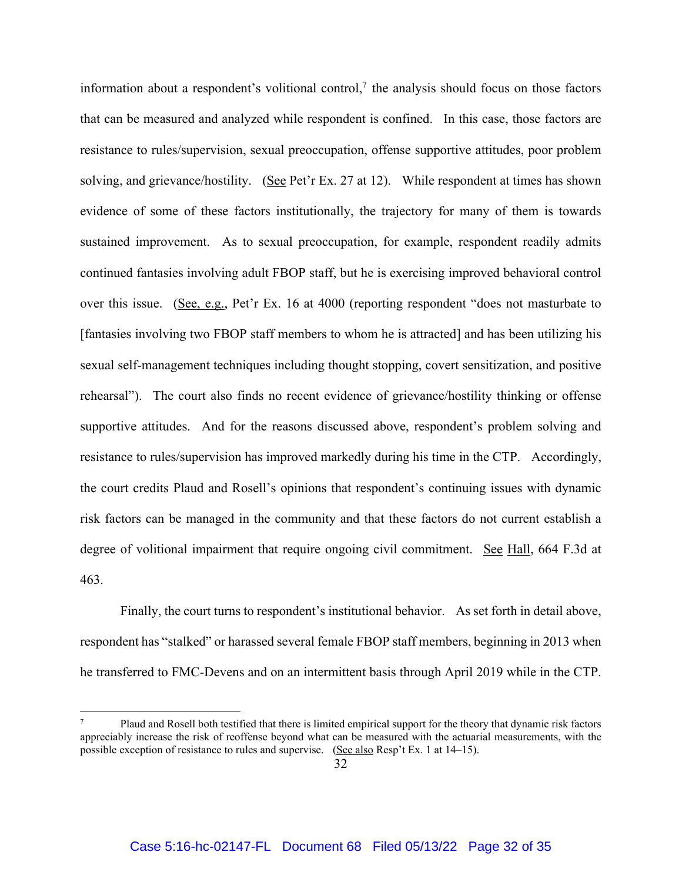information about a respondent's volitional control,[7] the analysis should focus on those factors that can be measured and analyzed while respondent is confined. In this case, those factors are resistance to rules/supervision, sexual preoccupation, offense supportive attitudes, poor problem solving, and grievance/hostility. (See Pet'r Ex. 27 at 12). While respondent at times has shown evidence of some of these factors institutionally, the trajectory for many of them is towards sustained improvement. As to sexual preoccupation, for example, respondent readily admits continued fantasies involving adult FBOP staff, but he is exercising improved behavioral control over this issue. (See, e.g., Pet'r Ex. 16 at 4000 (reporting respondent "does not masturbate to [fantasies involving two FBOP staff members to whom he is attracted] and has been utilizing his sexual self-management techniques including thought stopping, covert sensitization, and positive rehearsal"). The court also finds no recent evidence of grievance/hostility thinking or offense supportive attitudes. And for the reasons discussed above, respondent's problem solving and resistance to rules/supervision has improved markedly during his time in the CTP. Accordingly, the court credits Plaud and Rosell's opinions that respondent's continuing issues with dynamic risk factors can be managed in the community and that these factors do not current establish a degree of volitional impairment that require ongoing civil commitment. See Hall, 664 F.3d at 463.

Finally, the court turns to respondent's institutional behavior. As set forth in detail above, respondent has "stalked" or harassed several female FBOP staff members, beginning in 2013 when he transferred to FMC-Devens and on an intermittent basis through April 2019 while in the CTP.

---

[7] Plaud and Rosell both testified that there is limited empirical support for the theory that dynamic risk factors appreciably increase the risk of reoffense beyond what can be measured with the actuarial measurements, with the possible exception of resistance to rules and supervise. (See also Resp't Ex. 1 at 14–15).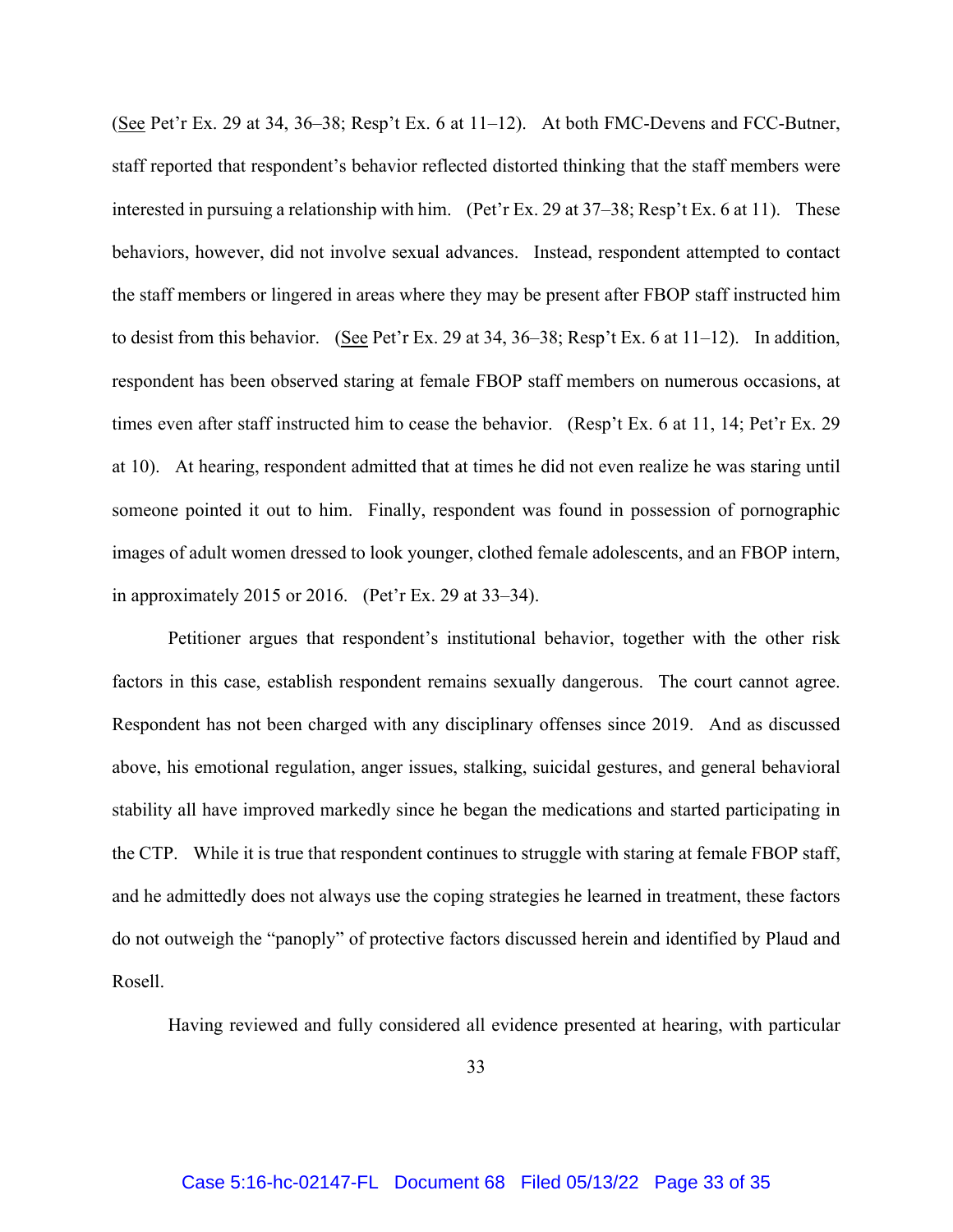(See Pet'r Ex. 29 at 34, 36–38; Resp't Ex. 6 at 11–12). At both FMC-Devens and FCC-Butner, staff reported that respondent's behavior reflected distorted thinking that the staff members were interested in pursuing a relationship with him. (Pet'r Ex. 29 at 37–38; Resp't Ex. 6 at 11). These behaviors, however, did not involve sexual advances. Instead, respondent attempted to contact the staff members or lingered in areas where they may be present after FBOP staff instructed him to desist from this behavior. (See Pet'r Ex. 29 at 34, 36–38; Resp't Ex. 6 at 11–12). In addition, respondent has been observed staring at female FBOP staff members on numerous occasions, at times even after staff instructed him to cease the behavior. (Resp't Ex. 6 at 11, 14; Pet'r Ex. 29 at 10). At hearing, respondent admitted that at times he did not even realize he was staring until someone pointed it out to him. Finally, respondent was found in possession of pornographic images of adult women dressed to look younger, clothed female adolescents, and an FBOP intern, in approximately 2015 or 2016. (Pet'r Ex. 29 at 33–34).

Petitioner argues that respondent's institutional behavior, together with the other risk factors in this case, establish respondent remains sexually dangerous. The court cannot agree. Respondent has not been charged with any disciplinary offenses since 2019. And as discussed above, his emotional regulation, anger issues, stalking, suicidal gestures, and general behavioral stability all have improved markedly since he began the medications and started participating in the CTP. While it is true that respondent continues to struggle with staring at female FBOP staff, and he admittedly does not always use the coping strategies he learned in treatment, these factors do not outweigh the "panoply" of protective factors discussed herein and identified by Plaud and Rosell.

Having reviewed and fully considered all evidence presented at hearing, with particular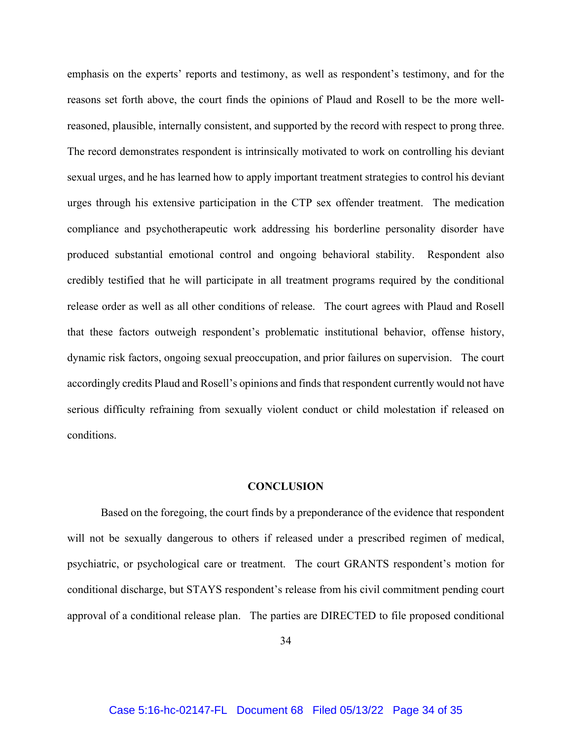emphasis on the experts' reports and testimony, as well as respondent's testimony, and for the reasons set forth above, the court finds the opinions of Plaud and Rosell to be the more well-reasoned, plausible, internally consistent, and supported by the record with respect to prong three. The record demonstrates respondent is intrinsically motivated to work on controlling his deviant sexual urges, and he has learned how to apply important treatment strategies to control his deviant urges through his extensive participation in the CTP sex offender treatment. The medication compliance and psychotherapeutic work addressing his borderline personality disorder have produced substantial emotional control and ongoing behavioral stability. Respondent also credibly testified that he will participate in all treatment programs required by the conditional release order as well as all other conditions of release. The court agrees with Plaud and Rosell that these factors outweigh respondent's problematic institutional behavior, offense history, dynamic risk factors, ongoing sexual preoccupation, and prior failures on supervision. The court accordingly credits Plaud and Rosell's opinions and finds that respondent currently would not have serious difficulty refraining from sexually violent conduct or child molestation if released on conditions.

## CONCLUSION

Based on the foregoing, the court finds by a preponderance of the evidence that respondent will not be sexually dangerous to others if released under a prescribed regimen of medical, psychiatric, or psychological care or treatment. The court GRANTS respondent's motion for conditional discharge, but STAYS respondent's release from his civil commitment pending court approval of a conditional release plan. The parties are DIRECTED to file proposed conditional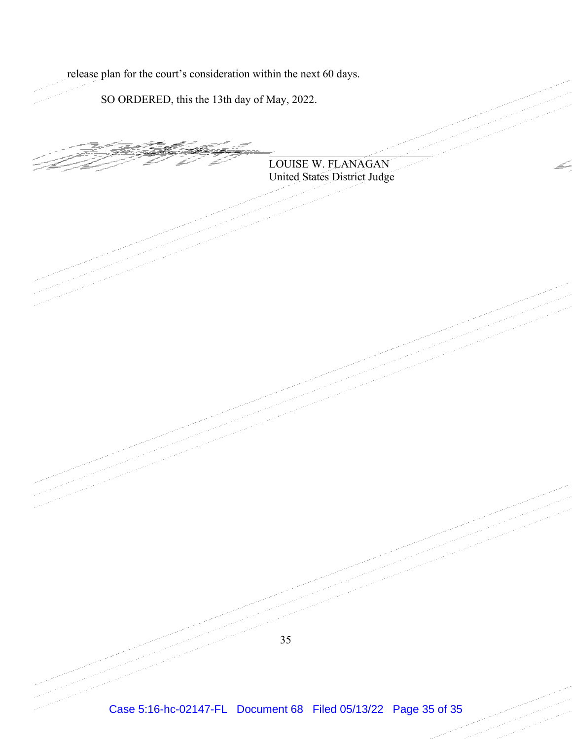release plan for the court's consideration within the next 60 days.

SO ORDERED, this the 13th day of May, 2022.

LOUISE W. FLANAGAN
United States District Judge